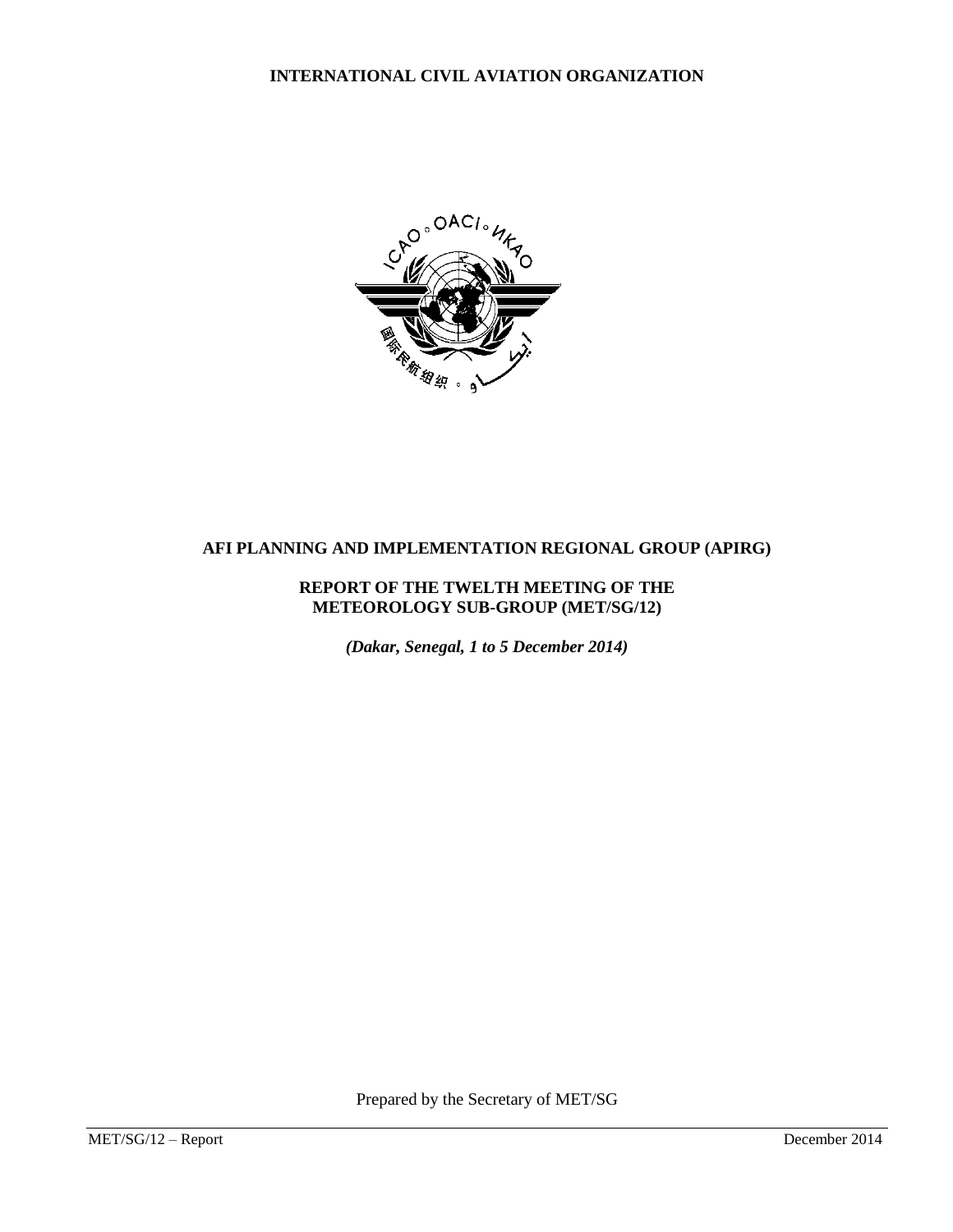**INTERNATIONAL CIVIL AVIATION ORGANIZATION**

**AFI PLANNING AND IMPLEMENTATION REGIONAL GROUP (APIRG)**

**REPORT OF THE TWELTH MEETING OF THE METEOROLOGY SUB-GROUP (MET/SG/12)**

***(Dakar, Senegal, 1 to 5 December 2014)***

Prepared by the Secretary of MET/SG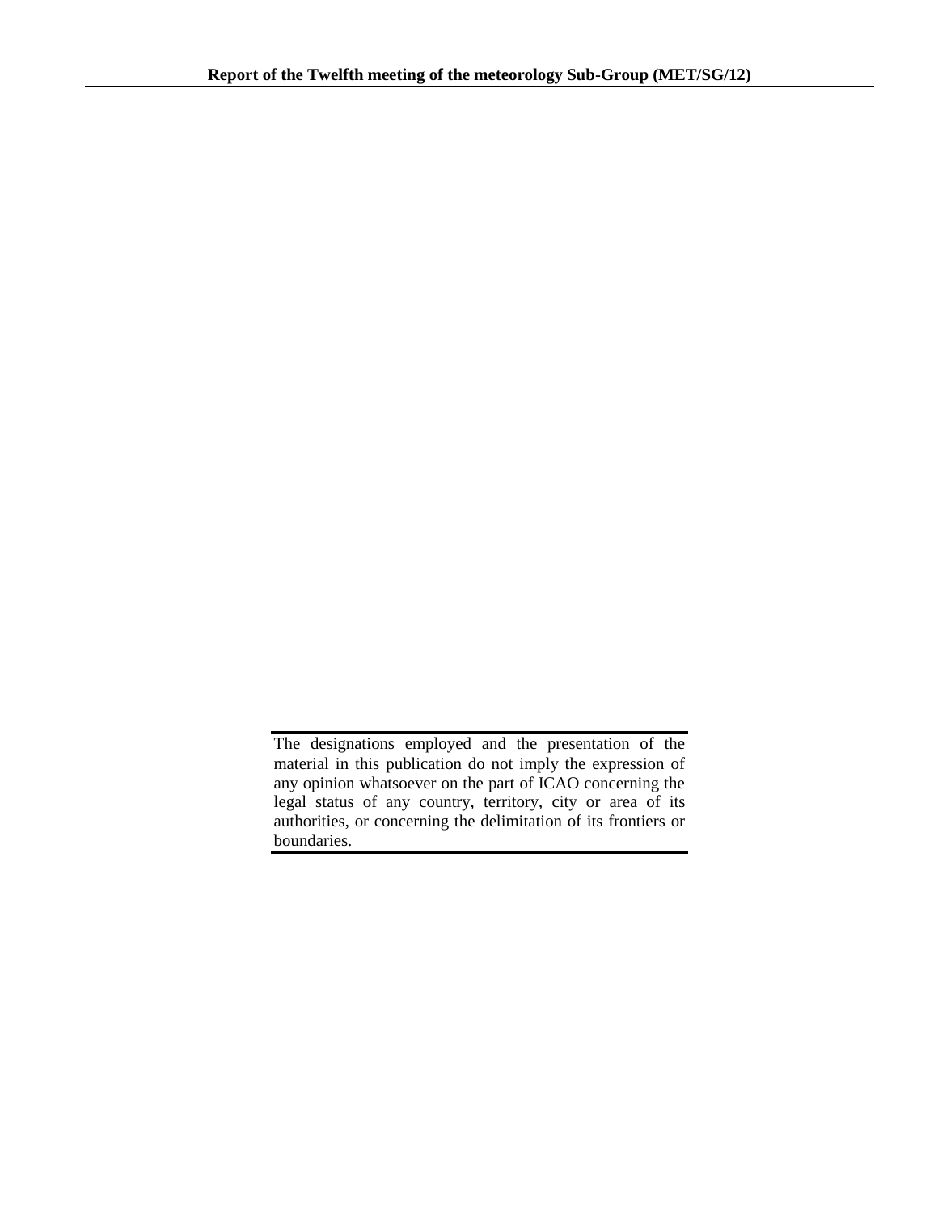The designations employed and the presentation of the material in this publication do not imply the expression of any opinion whatsoever on the part of ICAO concerning the legal status of any country, territory, city or area of its authorities, or concerning the delimitation of its frontiers or boundaries.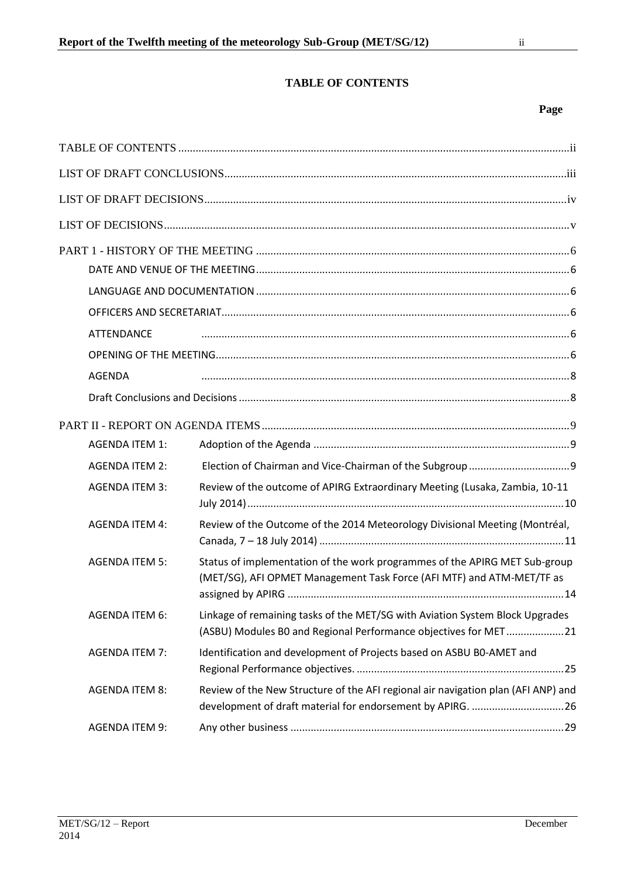## TABLE OF CONTENTS

| | | Page |
|---|---|---|
| TABLE OF CONTENTS | | ii |
| LIST OF DRAFT CONCLUSIONS | | iii |
| LIST OF DRAFT DECISIONS | | iv |
| LIST OF DECISIONS | | v |
| PART 1 - HISTORY OF THE MEETING | | 6 |
| DATE AND VENUE OF THE MEETING | | 6 |
| LANGUAGE AND DOCUMENTATION | | 6 |
| OFFICERS AND SECRETARIAT | | 6 |
| ATTENDANCE | | 6 |
| OPENING OF THE MEETING | | 6 |
| AGENDA | | 8 |
| Draft Conclusions and Decisions | | 8 |
| PART II - REPORT ON AGENDA ITEMS | | 9 |
| AGENDA ITEM 1: | Adoption of the Agenda | 9 |
| AGENDA ITEM 2: | Election of Chairman and Vice-Chairman of the Subgroup | 9 |
| AGENDA ITEM 3: | Review of the outcome of APIRG Extraordinary Meeting (Lusaka, Zambia, 10-11 July 2014) | 10 |
| AGENDA ITEM 4: | Review of the Outcome of the 2014 Meteorology Divisional Meeting (Montréal, Canada, 7 – 18 July 2014) | 11 |
| AGENDA ITEM 5: | Status of implementation of the work programmes of the APIRG MET Sub-group (MET/SG), AFI OPMET Management Task Force (AFI MTF) and ATM-MET/TF as assigned by APIRG | 14 |
| AGENDA ITEM 6: | Linkage of remaining tasks of the MET/SG with Aviation System Block Upgrades (ASBU) Modules B0 and Regional Performance objectives for MET | 21 |
| AGENDA ITEM 7: | Identification and development of Projects based on ASBU B0-AMET and Regional Performance objectives. | 25 |
| AGENDA ITEM 8: | Review of the New Structure of the AFI regional air navigation plan (AFI ANP) and development of draft material for endorsement by APIRG. | 26 |
| AGENDA ITEM 9: | Any other business | 29 |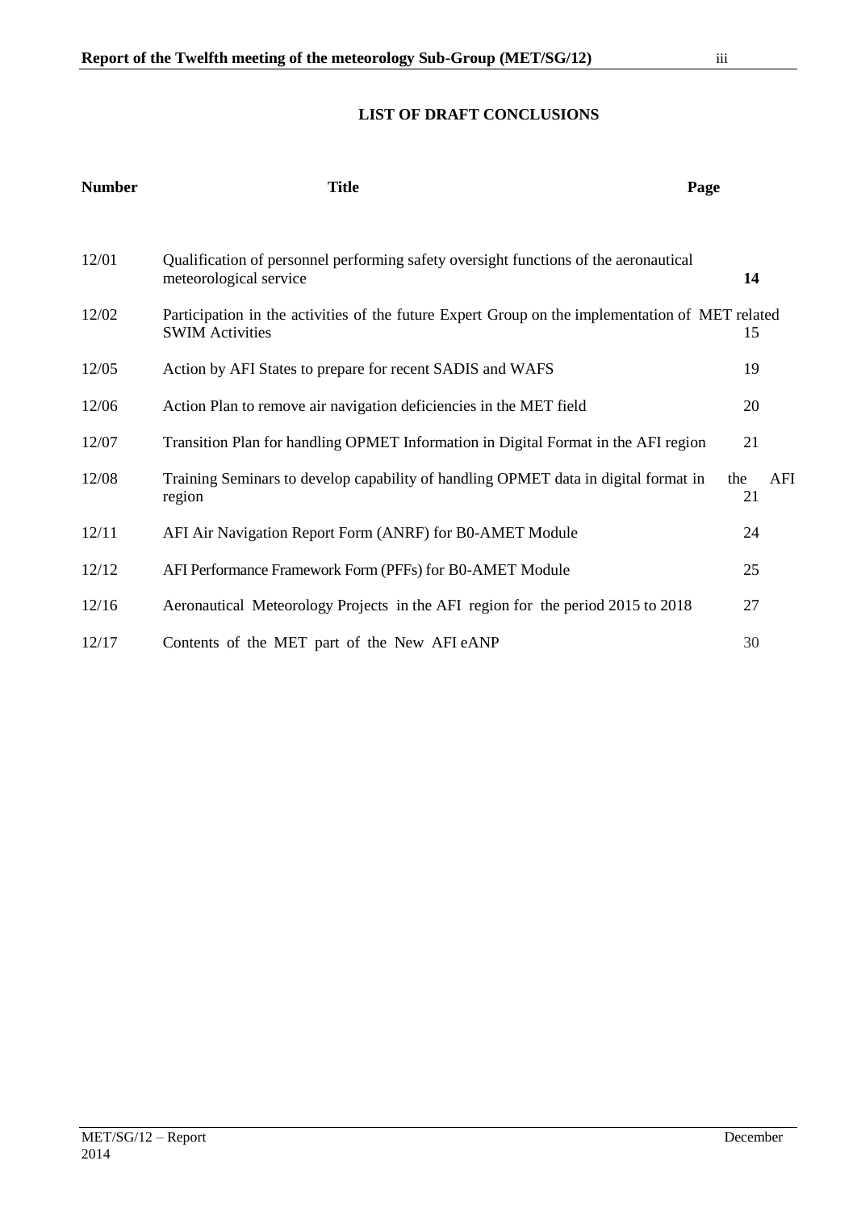## LIST OF DRAFT CONCLUSIONS

| Number | Title | Page |
|---|---|---|
| 12/01 | Qualification of personnel performing safety oversight functions of the aeronautical meteorological service | **14** |
| 12/02 | Participation in the activities of the future Expert Group on the implementation of MET related SWIM Activities | 15 |
| 12/05 | Action by AFI States to prepare for recent SADIS and WAFS | 19 |
| 12/06 | Action Plan to remove air navigation deficiencies in the MET field | 20 |
| 12/07 | Transition Plan for handling OPMET Information in Digital Format in the AFI region | 21 |
| 12/08 | Training Seminars to develop capability of handling OPMET data in digital format in the AFI region | 21 |
| 12/11 | AFI Air Navigation Report Form (ANRF) for B0-AMET Module | 24 |
| 12/12 | AFI Performance Framework Form (PFFs) for B0-AMET Module | 25 |
| 12/16 | Aeronautical Meteorology Projects in the AFI region for the period 2015 to 2018 | 27 |
| 12/17 | Contents of the MET part of the New AFI eANP | 30 |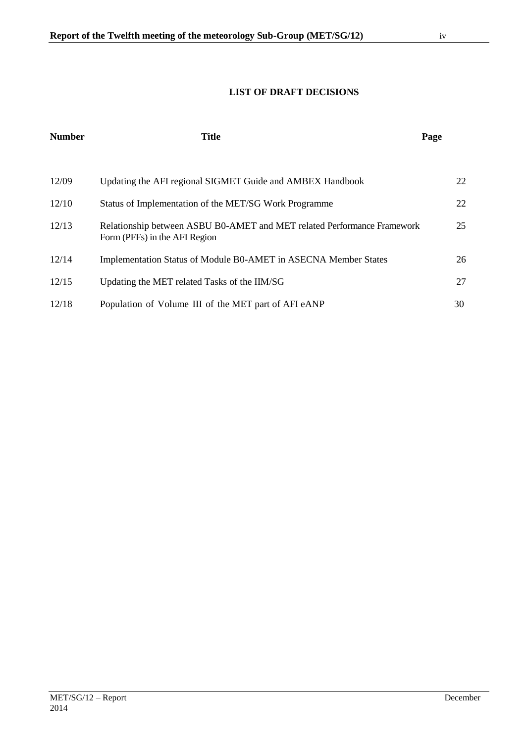## LIST OF DRAFT DECISIONS

| Number | Title | Page |
|---|---|---|
| 12/09 | Updating the AFI regional SIGMET Guide and AMBEX Handbook | 22 |
| 12/10 | Status of Implementation of the MET/SG Work Programme | 22 |
| 12/13 | Relationship between ASBU B0-AMET and MET related Performance Framework Form (PFFs) in the AFI Region | 25 |
| 12/14 | Implementation Status of Module B0-AMET in ASECNA Member States | 26 |
| 12/15 | Updating the MET related Tasks of the IIM/SG | 27 |
| 12/18 | Population of Volume III of the MET part of AFI eANP | 30 |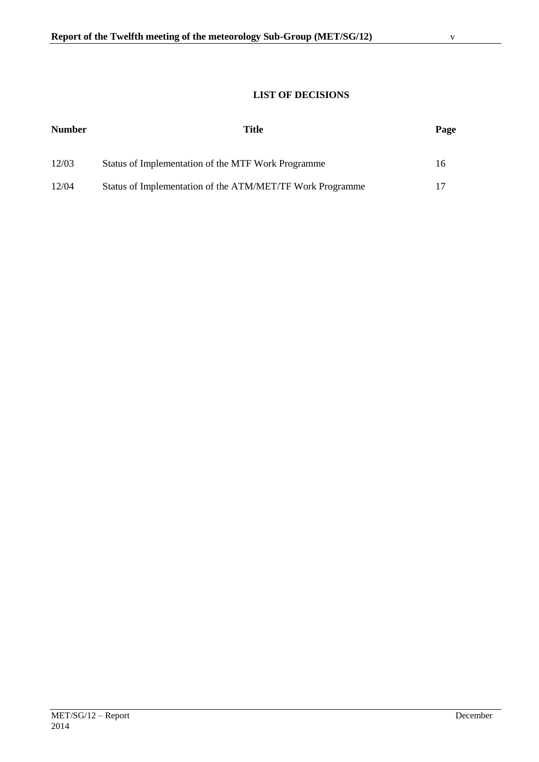## LIST OF DECISIONS

| Number | Title | Page |
|---|---|---|
| 12/03 | Status of Implementation of the MTF Work Programme | 16 |
| 12/04 | Status of Implementation of the ATM/MET/TF Work Programme | 17 |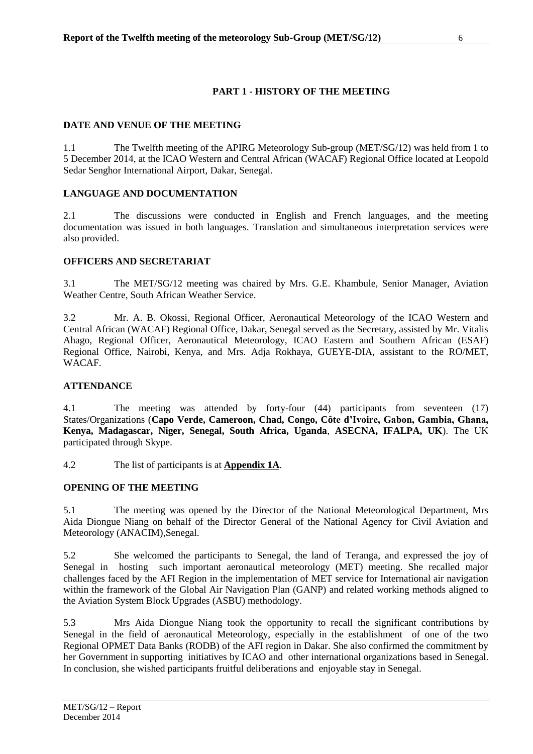## PART 1 - HISTORY OF THE MEETING

### DATE AND VENUE OF THE MEETING

1.1 The Twelfth meeting of the APIRG Meteorology Sub-group (MET/SG/12) was held from 1 to 5 December 2014, at the ICAO Western and Central African (WACAF) Regional Office located at Leopold Sedar Senghor International Airport, Dakar, Senegal.

### LANGUAGE AND DOCUMENTATION

2.1 The discussions were conducted in English and French languages, and the meeting documentation was issued in both languages. Translation and simultaneous interpretation services were also provided.

### OFFICERS AND SECRETARIAT

3.1 The MET/SG/12 meeting was chaired by Mrs. G.E. Khambule, Senior Manager, Aviation Weather Centre, South African Weather Service.

3.2 Mr. A. B. Okossi, Regional Officer, Aeronautical Meteorology of the ICAO Western and Central African (WACAF) Regional Office, Dakar, Senegal served as the Secretary, assisted by Mr. Vitalis Ahago, Regional Officer, Aeronautical Meteorology, ICAO Eastern and Southern African (ESAF) Regional Office, Nairobi, Kenya, and Mrs. Adja Rokhaya, GUEYE-DIA, assistant to the RO/MET, WACAF.

### ATTENDANCE

4.1 The meeting was attended by forty-four (44) participants from seventeen (17) States/Organizations (**Capo Verde, Cameroon, Chad, Congo, Côte d'Ivoire, Gabon, Gambia, Ghana, Kenya, Madagascar, Niger, Senegal, South Africa, Uganda**, **ASECNA, IFALPA, UK**). The UK participated through Skype.

4.2 The list of participants is at **Appendix 1A**.

### OPENING OF THE MEETING

5.1 The meeting was opened by the Director of the National Meteorological Department, Mrs Aida Diongue Niang on behalf of the Director General of the National Agency for Civil Aviation and Meteorology (ANACIM),Senegal.

5.2 She welcomed the participants to Senegal, the land of Teranga, and expressed the joy of Senegal in hosting such important aeronautical meteorology (MET) meeting. She recalled major challenges faced by the AFI Region in the implementation of MET service for International air navigation within the framework of the Global Air Navigation Plan (GANP) and related working methods aligned to the Aviation System Block Upgrades (ASBU) methodology.

5.3 Mrs Aida Diongue Niang took the opportunity to recall the significant contributions by Senegal in the field of aeronautical Meteorology, especially in the establishment of one of the two Regional OPMET Data Banks (RODB) of the AFI region in Dakar. She also confirmed the commitment by her Government in supporting initiatives by ICAO and other international organizations based in Senegal. In conclusion, she wished participants fruitful deliberations and enjoyable stay in Senegal.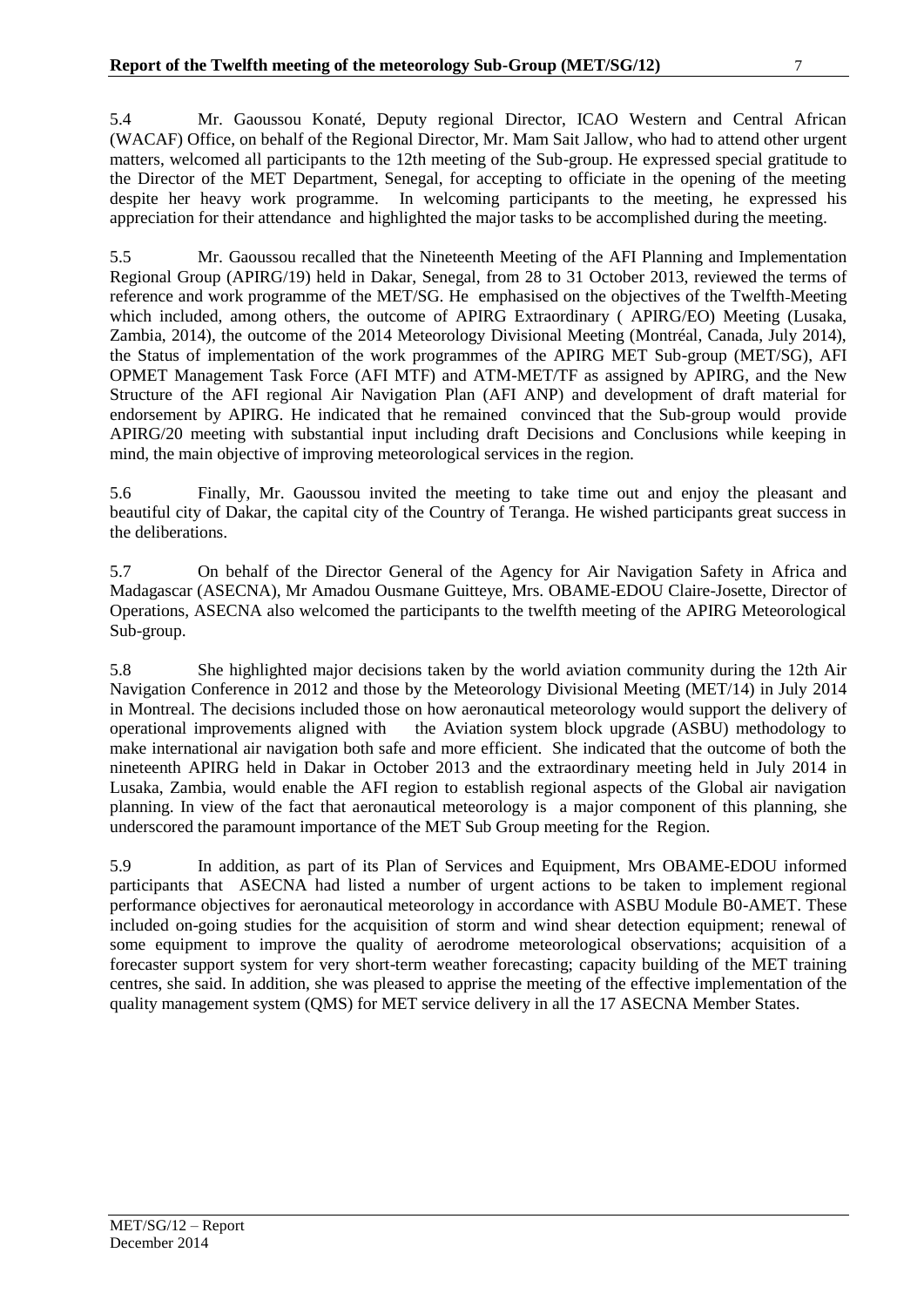5.4 Mr. Gaoussou Konaté, Deputy regional Director, ICAO Western and Central African (WACAF) Office, on behalf of the Regional Director, Mr. Mam Sait Jallow, who had to attend other urgent matters, welcomed all participants to the 12th meeting of the Sub-group. He expressed special gratitude to the Director of the MET Department, Senegal, for accepting to officiate in the opening of the meeting despite her heavy work programme. In welcoming participants to the meeting, he expressed his appreciation for their attendance and highlighted the major tasks to be accomplished during the meeting.

5.5 Mr. Gaoussou recalled that the Nineteenth Meeting of the AFI Planning and Implementation Regional Group (APIRG/19) held in Dakar, Senegal, from 28 to 31 October 2013, reviewed the terms of reference and work programme of the MET/SG. He emphasised on the objectives of the Twelfth Meeting which included, among others, the outcome of APIRG Extraordinary ( APIRG/EO) Meeting (Lusaka, Zambia, 2014), the outcome of the 2014 Meteorology Divisional Meeting (Montréal, Canada, July 2014), the Status of implementation of the work programmes of the APIRG MET Sub-group (MET/SG), AFI OPMET Management Task Force (AFI MTF) and ATM-MET/TF as assigned by APIRG, and the New Structure of the AFI regional Air Navigation Plan (AFI ANP) and development of draft material for endorsement by APIRG. He indicated that he remained convinced that the Sub-group would provide APIRG/20 meeting with substantial input including draft Decisions and Conclusions while keeping in mind, the main objective of improving meteorological services in the region.

5.6 Finally, Mr. Gaoussou invited the meeting to take time out and enjoy the pleasant and beautiful city of Dakar, the capital city of the Country of Teranga. He wished participants great success in the deliberations.

5.7 On behalf of the Director General of the Agency for Air Navigation Safety in Africa and Madagascar (ASECNA), Mr Amadou Ousmane Guitteye, Mrs. OBAME-EDOU Claire-Josette, Director of Operations, ASECNA also welcomed the participants to the twelfth meeting of the APIRG Meteorological Sub-group.

5.8 She highlighted major decisions taken by the world aviation community during the 12th Air Navigation Conference in 2012 and those by the Meteorology Divisional Meeting (MET/14) in July 2014 in Montreal. The decisions included those on how aeronautical meteorology would support the delivery of operational improvements aligned with the Aviation system block upgrade (ASBU) methodology to make international air navigation both safe and more efficient. She indicated that the outcome of both the nineteenth APIRG held in Dakar in October 2013 and the extraordinary meeting held in July 2014 in Lusaka, Zambia, would enable the AFI region to establish regional aspects of the Global air navigation planning. In view of the fact that aeronautical meteorology is a major component of this planning, she underscored the paramount importance of the MET Sub Group meeting for the Region.

5.9 In addition, as part of its Plan of Services and Equipment, Mrs OBAME-EDOU informed participants that ASECNA had listed a number of urgent actions to be taken to implement regional performance objectives for aeronautical meteorology in accordance with ASBU Module B0-AMET. These included on-going studies for the acquisition of storm and wind shear detection equipment; renewal of some equipment to improve the quality of aerodrome meteorological observations; acquisition of a forecaster support system for very short-term weather forecasting; capacity building of the MET training centres, she said. In addition, she was pleased to apprise the meeting of the effective implementation of the quality management system (QMS) for MET service delivery in all the 17 ASECNA Member States.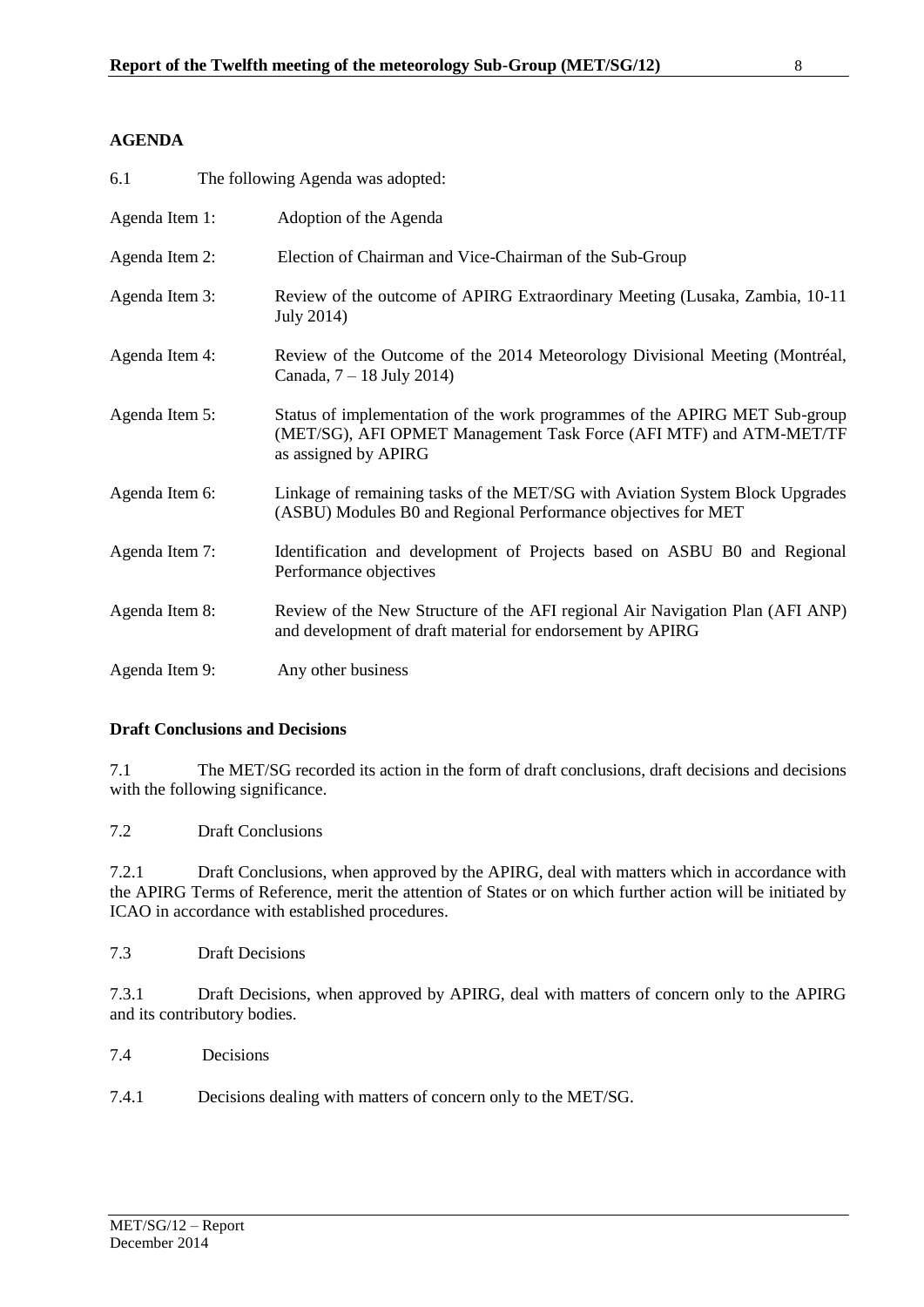## AGENDA

6.1 The following Agenda was adopted:

Agenda Item 1: Adoption of the Agenda

Agenda Item 2: Election of Chairman and Vice-Chairman of the Sub-Group

Agenda Item 3: Review of the outcome of APIRG Extraordinary Meeting (Lusaka, Zambia, 10-11 July 2014)

Agenda Item 4: Review of the Outcome of the 2014 Meteorology Divisional Meeting (Montréal, Canada, 7 – 18 July 2014)

Agenda Item 5: Status of implementation of the work programmes of the APIRG MET Sub-group (MET/SG), AFI OPMET Management Task Force (AFI MTF) and ATM-MET/TF as assigned by APIRG

Agenda Item 6: Linkage of remaining tasks of the MET/SG with Aviation System Block Upgrades (ASBU) Modules B0 and Regional Performance objectives for MET

Agenda Item 7: Identification and development of Projects based on ASBU B0 and Regional Performance objectives

Agenda Item 8: Review of the New Structure of the AFI regional Air Navigation Plan (AFI ANP) and development of draft material for endorsement by APIRG

Agenda Item 9: Any other business

## Draft Conclusions and Decisions

7.1 The MET/SG recorded its action in the form of draft conclusions, draft decisions and decisions with the following significance.

7.2 Draft Conclusions

7.2.1 Draft Conclusions, when approved by the APIRG, deal with matters which in accordance with the APIRG Terms of Reference, merit the attention of States or on which further action will be initiated by ICAO in accordance with established procedures.

7.3 Draft Decisions

7.3.1 Draft Decisions, when approved by APIRG, deal with matters of concern only to the APIRG and its contributory bodies.

7.4 Decisions

7.4.1 Decisions dealing with matters of concern only to the MET/SG.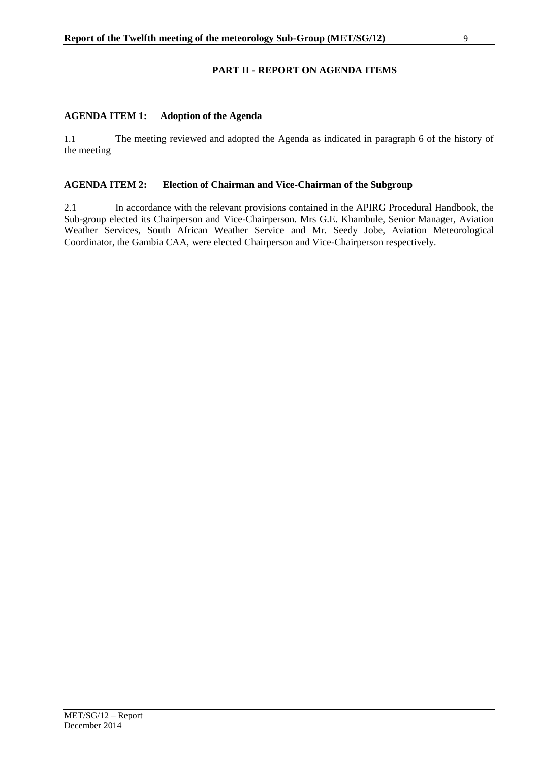## PART II - REPORT ON AGENDA ITEMS

### AGENDA ITEM 1: Adoption of the Agenda

1.1 The meeting reviewed and adopted the Agenda as indicated in paragraph 6 of the history of the meeting

### AGENDA ITEM 2: Election of Chairman and Vice-Chairman of the Subgroup

2.1 In accordance with the relevant provisions contained in the APIRG Procedural Handbook, the Sub-group elected its Chairperson and Vice-Chairperson. Mrs G.E. Khambule, Senior Manager, Aviation Weather Services, South African Weather Service and Mr. Seedy Jobe, Aviation Meteorological Coordinator, the Gambia CAA, were elected Chairperson and Vice-Chairperson respectively.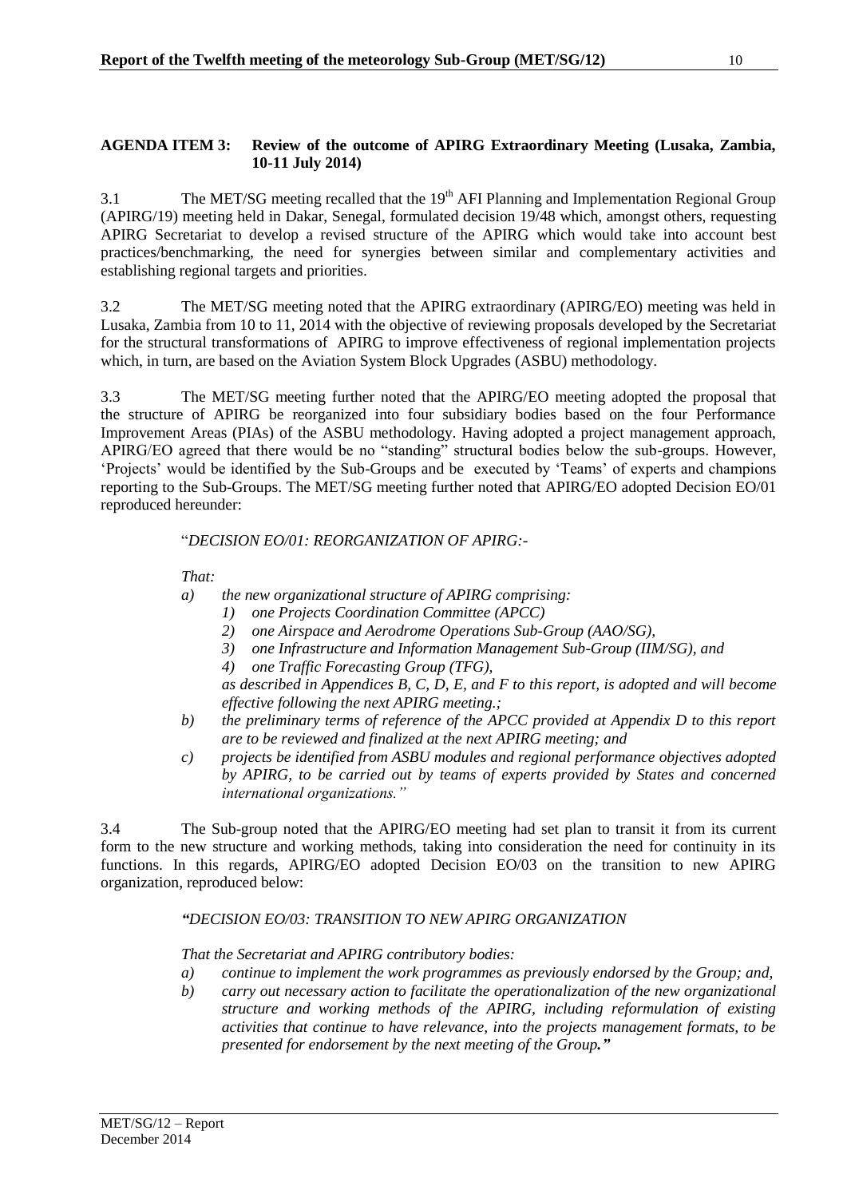**AGENDA ITEM 3: Review of the outcome of APIRG Extraordinary Meeting (Lusaka, Zambia, 10-11 July 2014)**

3.1 The MET/SG meeting recalled that the 19th AFI Planning and Implementation Regional Group (APIRG/19) meeting held in Dakar, Senegal, formulated decision 19/48 which, amongst others, requesting APIRG Secretariat to develop a revised structure of the APIRG which would take into account best practices/benchmarking, the need for synergies between similar and complementary activities and establishing regional targets and priorities.

3.2 The MET/SG meeting noted that the APIRG extraordinary (APIRG/EO) meeting was held in Lusaka, Zambia from 10 to 11, 2014 with the objective of reviewing proposals developed by the Secretariat for the structural transformations of APIRG to improve effectiveness of regional implementation projects which, in turn, are based on the Aviation System Block Upgrades (ASBU) methodology.

3.3 The MET/SG meeting further noted that the APIRG/EO meeting adopted the proposal that the structure of APIRG be reorganized into four subsidiary bodies based on the four Performance Improvement Areas (PIAs) of the ASBU methodology. Having adopted a project management approach, APIRG/EO agreed that there would be no "standing" structural bodies below the sub-groups. However, 'Projects' would be identified by the Sub-Groups and be executed by 'Teams' of experts and champions reporting to the Sub-Groups. The MET/SG meeting further noted that APIRG/EO adopted Decision EO/01 reproduced hereunder:

"*DECISION EO/01: REORGANIZATION OF APIRG:-*

*That:*

*a) the new organizational structure of APIRG comprising:*
   *1) one Projects Coordination Committee (APCC)*
   *2) one Airspace and Aerodrome Operations Sub-Group (AAO/SG),*
   *3) one Infrastructure and Information Management Sub-Group (IIM/SG), and*
   *4) one Traffic Forecasting Group (TFG),*

   *as described in Appendices B, C, D, E, and F to this report, is adopted and will become effective following the next APIRG meeting.;*

*b) the preliminary terms of reference of the APCC provided at Appendix D to this report are to be reviewed and finalized at the next APIRG meeting; and*

*c) projects be identified from ASBU modules and regional performance objectives adopted by APIRG, to be carried out by teams of experts provided by States and concerned international organizations."*

3.4 The Sub-group noted that the APIRG/EO meeting had set plan to transit it from its current form to the new structure and working methods, taking into consideration the need for continuity in its functions. In this regards, APIRG/EO adopted Decision EO/03 on the transition to new APIRG organization, reproduced below:

*"DECISION EO/03: TRANSITION TO NEW APIRG ORGANIZATION*

*That the Secretariat and APIRG contributory bodies:*

*a) continue to implement the work programmes as previously endorsed by the Group; and,*

*b) carry out necessary action to facilitate the operationalization of the new organizational structure and working methods of the APIRG, including reformulation of existing activities that continue to have relevance, into the projects management formats, to be presented for endorsement by the next meeting of the Group."*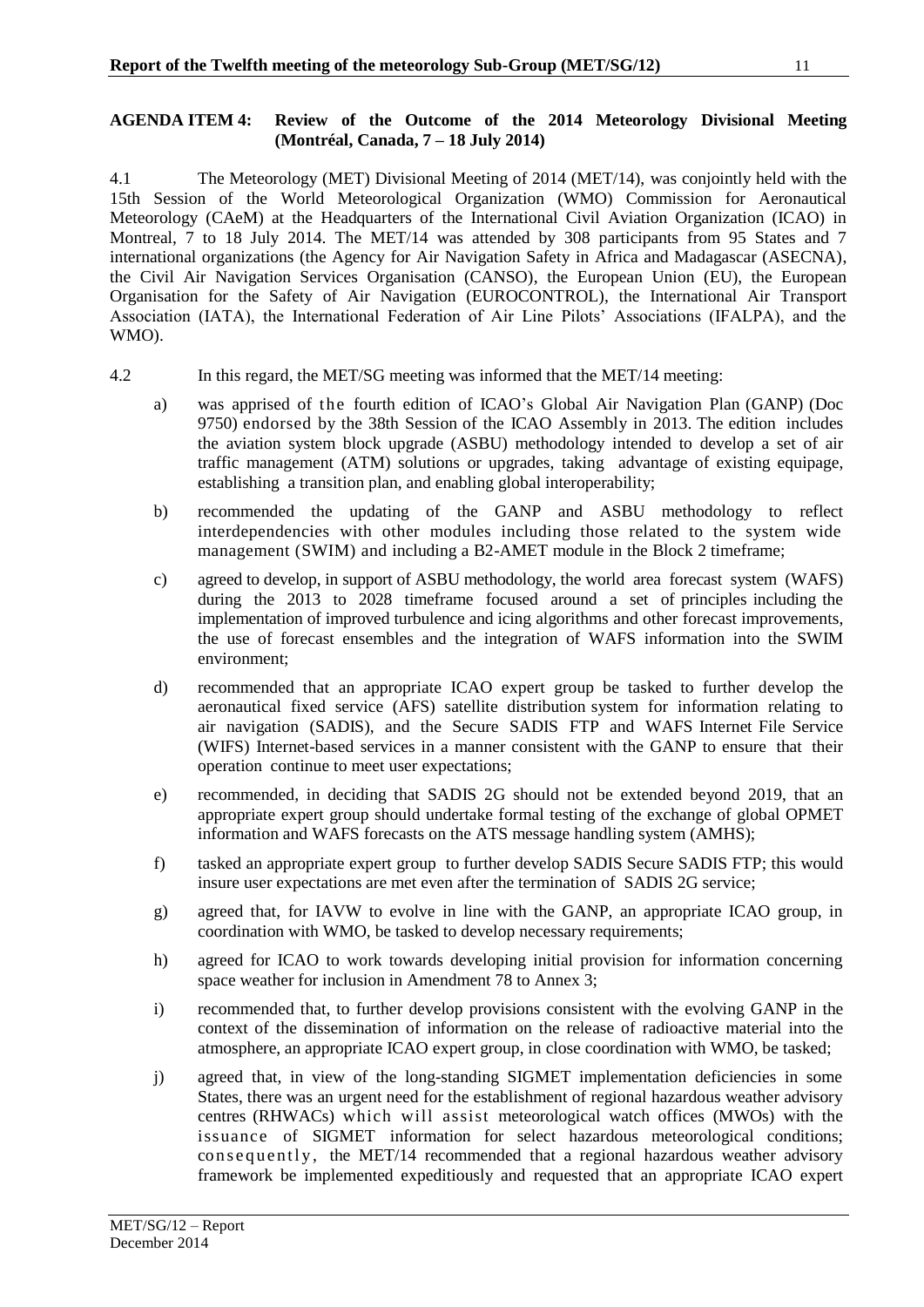**AGENDA ITEM 4: Review of the Outcome of the 2014 Meteorology Divisional Meeting (Montréal, Canada, 7 – 18 July 2014)**

4.1 The Meteorology (MET) Divisional Meeting of 2014 (MET/14), was conjointly held with the 15th Session of the World Meteorological Organization (WMO) Commission for Aeronautical Meteorology (CAeM) at the Headquarters of the International Civil Aviation Organization (ICAO) in Montreal, 7 to 18 July 2014. The MET/14 was attended by 308 participants from 95 States and 7 international organizations (the Agency for Air Navigation Safety in Africa and Madagascar (ASECNA), the Civil Air Navigation Services Organisation (CANSO), the European Union (EU), the European Organisation for the Safety of Air Navigation (EUROCONTROL), the International Air Transport Association (IATA), the International Federation of Air Line Pilots' Associations (IFALPA), and the WMO).

4.2 In this regard, the MET/SG meeting was informed that the MET/14 meeting:

a) was apprised of the fourth edition of ICAO's Global Air Navigation Plan (GANP) (Doc 9750) endorsed by the 38th Session of the ICAO Assembly in 2013. The edition includes the aviation system block upgrade (ASBU) methodology intended to develop a set of air traffic management (ATM) solutions or upgrades, taking advantage of existing equipage, establishing a transition plan, and enabling global interoperability;

b) recommended the updating of the GANP and ASBU methodology to reflect interdependencies with other modules including those related to the system wide management (SWIM) and including a B2-AMET module in the Block 2 timeframe;

c) agreed to develop, in support of ASBU methodology, the world area forecast system (WAFS) during the 2013 to 2028 timeframe focused around a set of principles including the implementation of improved turbulence and icing algorithms and other forecast improvements, the use of forecast ensembles and the integration of WAFS information into the SWIM environment;

d) recommended that an appropriate ICAO expert group be tasked to further develop the aeronautical fixed service (AFS) satellite distribution system for information relating to air navigation (SADIS), and the Secure SADIS FTP and WAFS Internet File Service (WIFS) Internet-based services in a manner consistent with the GANP to ensure that their operation continue to meet user expectations;

e) recommended, in deciding that SADIS 2G should not be extended beyond 2019, that an appropriate expert group should undertake formal testing of the exchange of global OPMET information and WAFS forecasts on the ATS message handling system (AMHS);

f) tasked an appropriate expert group to further develop SADIS Secure SADIS FTP; this would insure user expectations are met even after the termination of SADIS 2G service;

g) agreed that, for IAVW to evolve in line with the GANP, an appropriate ICAO group, in coordination with WMO, be tasked to develop necessary requirements;

h) agreed for ICAO to work towards developing initial provision for information concerning space weather for inclusion in Amendment 78 to Annex 3;

i) recommended that, to further develop provisions consistent with the evolving GANP in the context of the dissemination of information on the release of radioactive material into the atmosphere, an appropriate ICAO expert group, in close coordination with WMO, be tasked;

j) agreed that, in view of the long-standing SIGMET implementation deficiencies in some States, there was an urgent need for the establishment of regional hazardous weather advisory centres (RHWACs) which will assist meteorological watch offices (MWOs) with the issuance of SIGMET information for select hazardous meteorological conditions; consequently, the MET/14 recommended that a regional hazardous weather advisory framework be implemented expeditiously and requested that an appropriate ICAO expert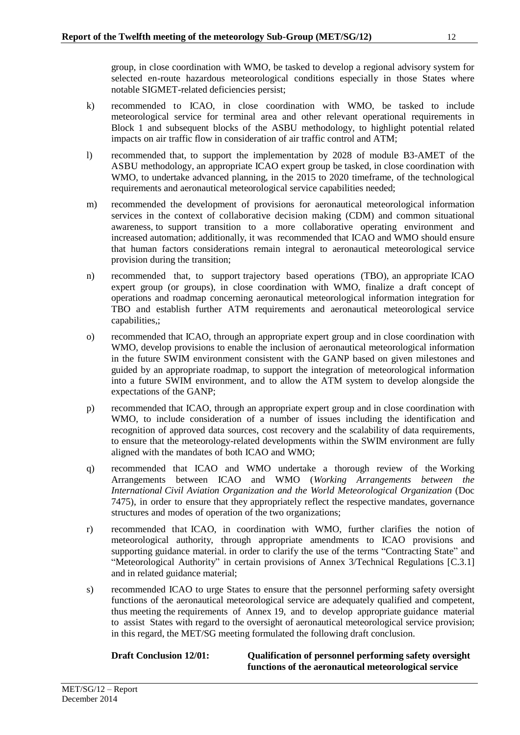group, in close coordination with WMO, be tasked to develop a regional advisory system for selected en-route hazardous meteorological conditions especially in those States where notable SIGMET-related deficiencies persist;

k) recommended to ICAO, in close coordination with WMO, be tasked to include meteorological service for terminal area and other relevant operational requirements in Block 1 and subsequent blocks of the ASBU methodology, to highlight potential related impacts on air traffic flow in consideration of air traffic control and ATM;

l) recommended that, to support the implementation by 2028 of module B3-AMET of the ASBU methodology, an appropriate ICAO expert group be tasked, in close coordination with WMO, to undertake advanced planning, in the 2015 to 2020 timeframe, of the technological requirements and aeronautical meteorological service capabilities needed;

m) recommended the development of provisions for aeronautical meteorological information services in the context of collaborative decision making (CDM) and common situational awareness, to support transition to a more collaborative operating environment and increased automation; additionally, it was recommended that ICAO and WMO should ensure that human factors considerations remain integral to aeronautical meteorological service provision during the transition;

n) recommended that, to support trajectory based operations (TBO), an appropriate ICAO expert group (or groups), in close coordination with WMO, finalize a draft concept of operations and roadmap concerning aeronautical meteorological information integration for TBO and establish further ATM requirements and aeronautical meteorological service capabilities,;

o) recommended that ICAO, through an appropriate expert group and in close coordination with WMO, develop provisions to enable the inclusion of aeronautical meteorological information in the future SWIM environment consistent with the GANP based on given milestones and guided by an appropriate roadmap, to support the integration of meteorological information into a future SWIM environment, and to allow the ATM system to develop alongside the expectations of the GANP;

p) recommended that ICAO, through an appropriate expert group and in close coordination with WMO, to include consideration of a number of issues including the identification and recognition of approved data sources, cost recovery and the scalability of data requirements, to ensure that the meteorology-related developments within the SWIM environment are fully aligned with the mandates of both ICAO and WMO;

q) recommended that ICAO and WMO undertake a thorough review of the Working Arrangements between ICAO and WMO (*Working Arrangements between the International Civil Aviation Organization and the World Meteorological Organization* (Doc 7475), in order to ensure that they appropriately reflect the respective mandates, governance structures and modes of operation of the two organizations;

r) recommended that ICAO, in coordination with WMO, further clarifies the notion of meteorological authority, through appropriate amendments to ICAO provisions and supporting guidance material. in order to clarify the use of the terms "Contracting State" and "Meteorological Authority" in certain provisions of Annex 3/Technical Regulations [C.3.1] and in related guidance material;

s) recommended ICAO to urge States to ensure that the personnel performing safety oversight functions of the aeronautical meteorological service are adequately qualified and competent, thus meeting the requirements of Annex 19, and to develop appropriate guidance material to assist States with regard to the oversight of aeronautical meteorological service provision; in this regard, the MET/SG meeting formulated the following draft conclusion.

**Draft Conclusion 12/01: Qualification of personnel performing safety oversight functions of the aeronautical meteorological service**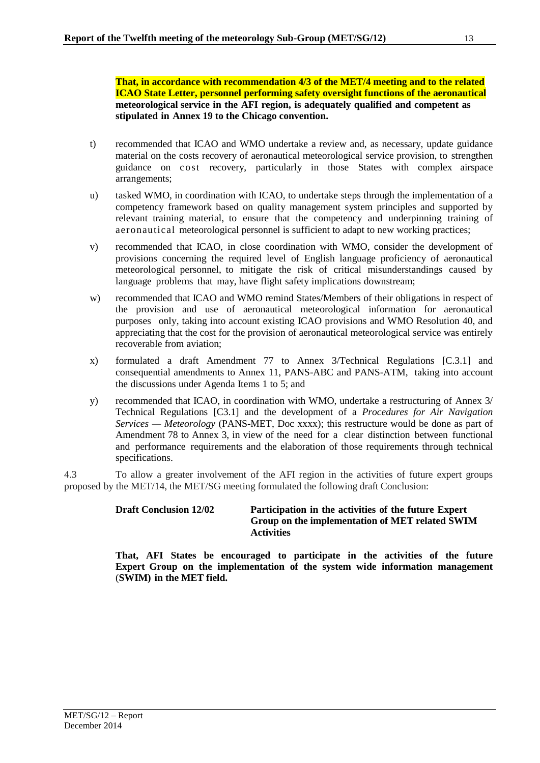**That, in accordance with recommendation 4/3 of the MET/4 meeting and to the related ICAO State Letter, personnel performing safety oversight functions of the aeronautical meteorological service in the AFI region, is adequately qualified and competent as stipulated in Annex 19 to the Chicago convention.**

t) recommended that ICAO and WMO undertake a review and, as necessary, update guidance material on the costs recovery of aeronautical meteorological service provision, to strengthen guidance on cost recovery, particularly in those States with complex airspace arrangements;

u) tasked WMO, in coordination with ICAO, to undertake steps through the implementation of a competency framework based on quality management system principles and supported by relevant training material, to ensure that the competency and underpinning training of aeronautical meteorological personnel is sufficient to adapt to new working practices;

v) recommended that ICAO, in close coordination with WMO, consider the development of provisions concerning the required level of English language proficiency of aeronautical meteorological personnel, to mitigate the risk of critical misunderstandings caused by language problems that may, have flight safety implications downstream;

w) recommended that ICAO and WMO remind States/Members of their obligations in respect of the provision and use of aeronautical meteorological information for aeronautical purposes only, taking into account existing ICAO provisions and WMO Resolution 40, and appreciating that the cost for the provision of aeronautical meteorological service was entirely recoverable from aviation;

x) formulated a draft Amendment 77 to Annex 3/Technical Regulations [C.3.1] and consequential amendments to Annex 11, PANS-ABC and PANS-ATM, taking into account the discussions under Agenda Items 1 to 5; and

y) recommended that ICAO, in coordination with WMO, undertake a restructuring of Annex 3/ Technical Regulations [C3.1] and the development of a *Procedures for Air Navigation Services — Meteorology* (PANS-MET, Doc xxxx); this restructure would be done as part of Amendment 78 to Annex 3, in view of the need for a clear distinction between functional and performance requirements and the elaboration of those requirements through technical specifications.

4.3 To allow a greater involvement of the AFI region in the activities of future expert groups proposed by the MET/14, the MET/SG meeting formulated the following draft Conclusion:

**Draft Conclusion 12/02 — Participation in the activities of the future Expert Group on the implementation of MET related SWIM Activities**

**That, AFI States be encouraged to participate in the activities of the future Expert Group on the implementation of the system wide information management (SWIM) in the MET field.**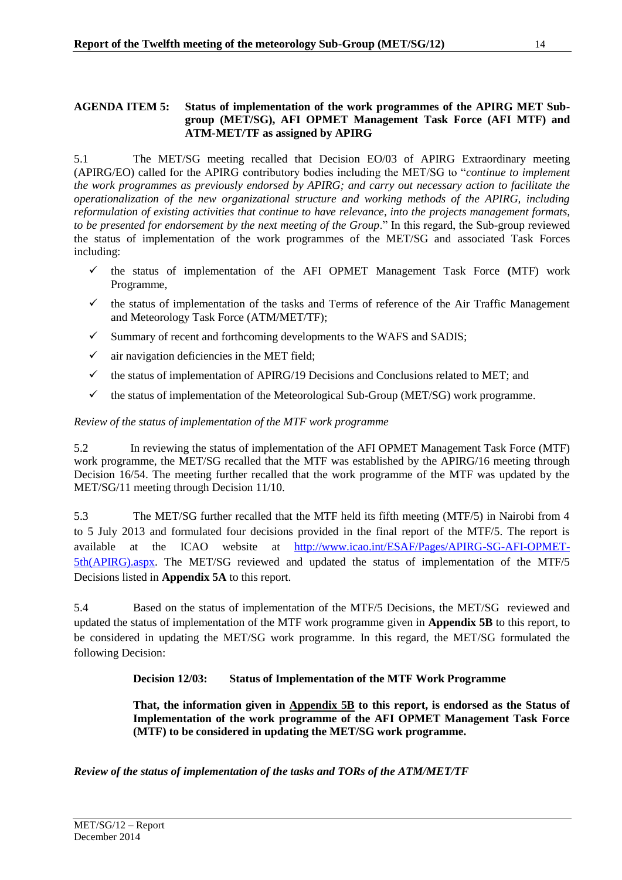**AGENDA ITEM 5: Status of implementation of the work programmes of the APIRG MET Sub-group (MET/SG), AFI OPMET Management Task Force (AFI MTF) and ATM-MET/TF as assigned by APIRG**

5.1 The MET/SG meeting recalled that Decision EO/03 of APIRG Extraordinary meeting (APIRG/EO) called for the APIRG contributory bodies including the MET/SG to "*continue to implement the work programmes as previously endorsed by APIRG; and carry out necessary action to facilitate the operationalization of the new organizational structure and working methods of the APIRG, including reformulation of existing activities that continue to have relevance, into the projects management formats, to be presented for endorsement by the next meeting of the Group*." In this regard, the Sub-group reviewed the status of implementation of the work programmes of the MET/SG and associated Task Forces including:

- ✓ the status of implementation of the AFI OPMET Management Task Force **(**MTF) work Programme,
- ✓ the status of implementation of the tasks and Terms of reference of the Air Traffic Management and Meteorology Task Force (ATM/MET/TF);
- ✓ Summary of recent and forthcoming developments to the WAFS and SADIS;
- ✓ air navigation deficiencies in the MET field;
- ✓ the status of implementation of APIRG/19 Decisions and Conclusions related to MET; and
- ✓ the status of implementation of the Meteorological Sub-Group (MET/SG) work programme.

*Review of the status of implementation of the MTF work programme*

5.2 In reviewing the status of implementation of the AFI OPMET Management Task Force (MTF) work programme, the MET/SG recalled that the MTF was established by the APIRG/16 meeting through Decision 16/54. The meeting further recalled that the work programme of the MTF was updated by the MET/SG/11 meeting through Decision 11/10.

5.3 The MET/SG further recalled that the MTF held its fifth meeting (MTF/5) in Nairobi from 4 to 5 July 2013 and formulated four decisions provided in the final report of the MTF/5. The report is available at the ICAO website at http://www.icao.int/ESAF/Pages/APIRG-SG-AFI-OPMET-5th(APIRG).aspx. The MET/SG reviewed and updated the status of implementation of the MTF/5 Decisions listed in **Appendix 5A** to this report.

5.4 Based on the status of implementation of the MTF/5 Decisions, the MET/SG reviewed and updated the status of implementation of the MTF work programme given in **Appendix 5B** to this report, to be considered in updating the MET/SG work programme. In this regard, the MET/SG formulated the following Decision:

**Decision 12/03: Status of Implementation of the MTF Work Programme**

**That, the information given in Appendix 5B to this report, is endorsed as the Status of Implementation of the work programme of the AFI OPMET Management Task Force (MTF) to be considered in updating the MET/SG work programme.**

***Review of the status of implementation of the tasks and TORs of the ATM/MET/TF***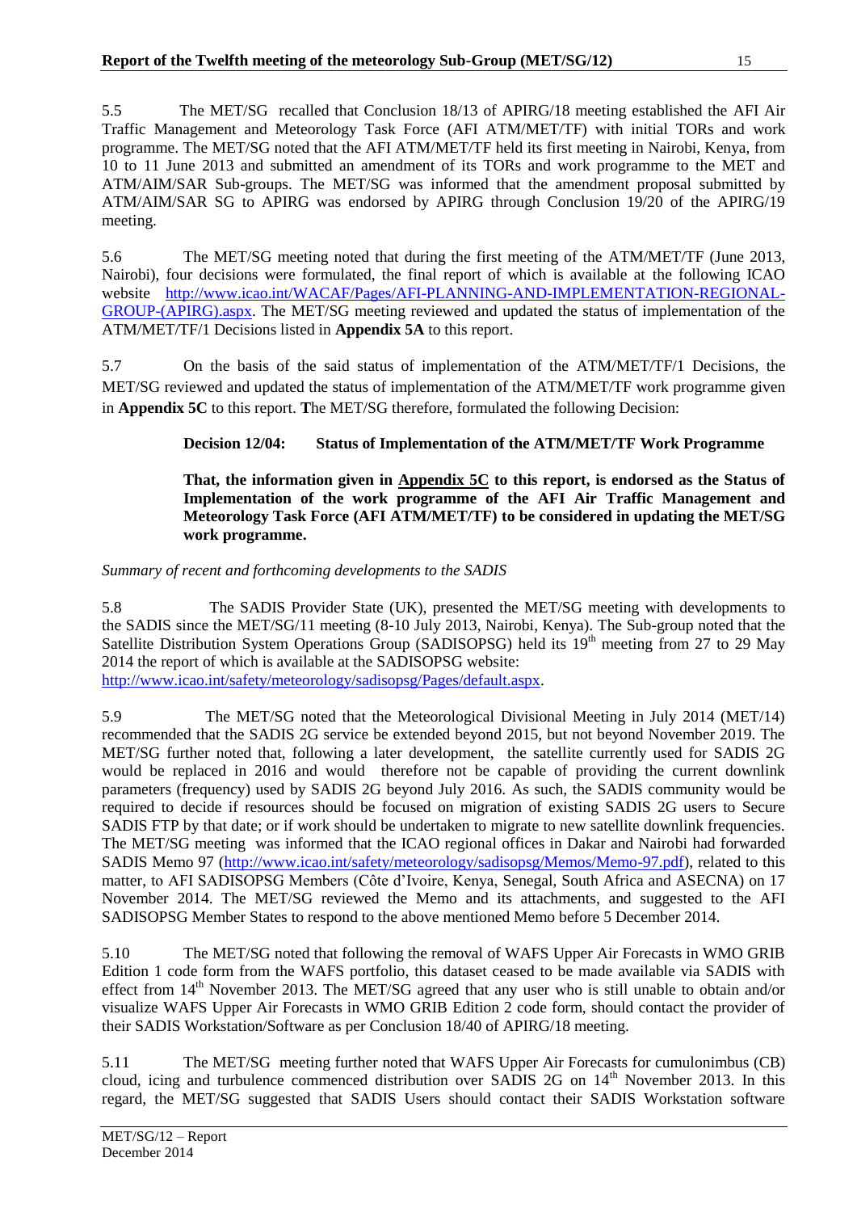5.5 The MET/SG recalled that Conclusion 18/13 of APIRG/18 meeting established the AFI Air Traffic Management and Meteorology Task Force (AFI ATM/MET/TF) with initial TORs and work programme. The MET/SG noted that the AFI ATM/MET/TF held its first meeting in Nairobi, Kenya, from 10 to 11 June 2013 and submitted an amendment of its TORs and work programme to the MET and ATM/AIM/SAR Sub-groups. The MET/SG was informed that the amendment proposal submitted by ATM/AIM/SAR SG to APIRG was endorsed by APIRG through Conclusion 19/20 of the APIRG/19 meeting.

5.6 The MET/SG meeting noted that during the first meeting of the ATM/MET/TF (June 2013, Nairobi), four decisions were formulated, the final report of which is available at the following ICAO website [http://www.icao.int/WACAF/Pages/AFI-PLANNING-AND-IMPLEMENTATION-REGIONAL-GROUP-(APIRG).aspx](http://www.icao.int/WACAF/Pages/AFI-PLANNING-AND-IMPLEMENTATION-REGIONAL-GROUP-(APIRG).aspx). The MET/SG meeting reviewed and updated the status of implementation of the ATM/MET/TF/1 Decisions listed in **Appendix 5A** to this report.

5.7 On the basis of the said status of implementation of the ATM/MET/TF/1 Decisions, the MET/SG reviewed and updated the status of implementation of the ATM/MET/TF work programme given in **Appendix 5C** to this report. **T**he MET/SG therefore, formulated the following Decision:

> **Decision 12/04: Status of Implementation of the ATM/MET/TF Work Programme**
>
> **That, the information given in <u>Appendix 5C</u> to this report, is endorsed as the Status of Implementation of the work programme of the AFI Air Traffic Management and Meteorology Task Force (AFI ATM/MET/TF) to be considered in updating the MET/SG work programme.**

*Summary of recent and forthcoming developments to the SADIS*

5.8 The SADIS Provider State (UK), presented the MET/SG meeting with developments to the SADIS since the MET/SG/11 meeting (8-10 July 2013, Nairobi, Kenya). The Sub-group noted that the Satellite Distribution System Operations Group (SADISOPSG) held its 19th meeting from 27 to 29 May 2014 the report of which is available at the SADISOPSG website: [http://www.icao.int/safety/meteorology/sadisopsg/Pages/default.aspx](http://www.icao.int/safety/meteorology/sadisopsg/Pages/default.aspx).

5.9 The MET/SG noted that the Meteorological Divisional Meeting in July 2014 (MET/14) recommended that the SADIS 2G service be extended beyond 2015, but not beyond November 2019. The MET/SG further noted that, following a later development, the satellite currently used for SADIS 2G would be replaced in 2016 and would therefore not be capable of providing the current downlink parameters (frequency) used by SADIS 2G beyond July 2016. As such, the SADIS community would be required to decide if resources should be focused on migration of existing SADIS 2G users to Secure SADIS FTP by that date; or if work should be undertaken to migrate to new satellite downlink frequencies. The MET/SG meeting was informed that the ICAO regional offices in Dakar and Nairobi had forwarded SADIS Memo 97 ([http://www.icao.int/safety/meteorology/sadisopsg/Memos/Memo-97.pdf](http://www.icao.int/safety/meteorology/sadisopsg/Memos/Memo-97.pdf)), related to this matter, to AFI SADISOPSG Members (Côte d'Ivoire, Kenya, Senegal, South Africa and ASECNA) on 17 November 2014. The MET/SG reviewed the Memo and its attachments, and suggested to the AFI SADISOPSG Member States to respond to the above mentioned Memo before 5 December 2014.

5.10 The MET/SG noted that following the removal of WAFS Upper Air Forecasts in WMO GRIB Edition 1 code form from the WAFS portfolio, this dataset ceased to be made available via SADIS with effect from 14th November 2013. The MET/SG agreed that any user who is still unable to obtain and/or visualize WAFS Upper Air Forecasts in WMO GRIB Edition 2 code form, should contact the provider of their SADIS Workstation/Software as per Conclusion 18/40 of APIRG/18 meeting.

5.11 The MET/SG meeting further noted that WAFS Upper Air Forecasts for cumulonimbus (CB) cloud, icing and turbulence commenced distribution over SADIS 2G on 14th November 2013. In this regard, the MET/SG suggested that SADIS Users should contact their SADIS Workstation software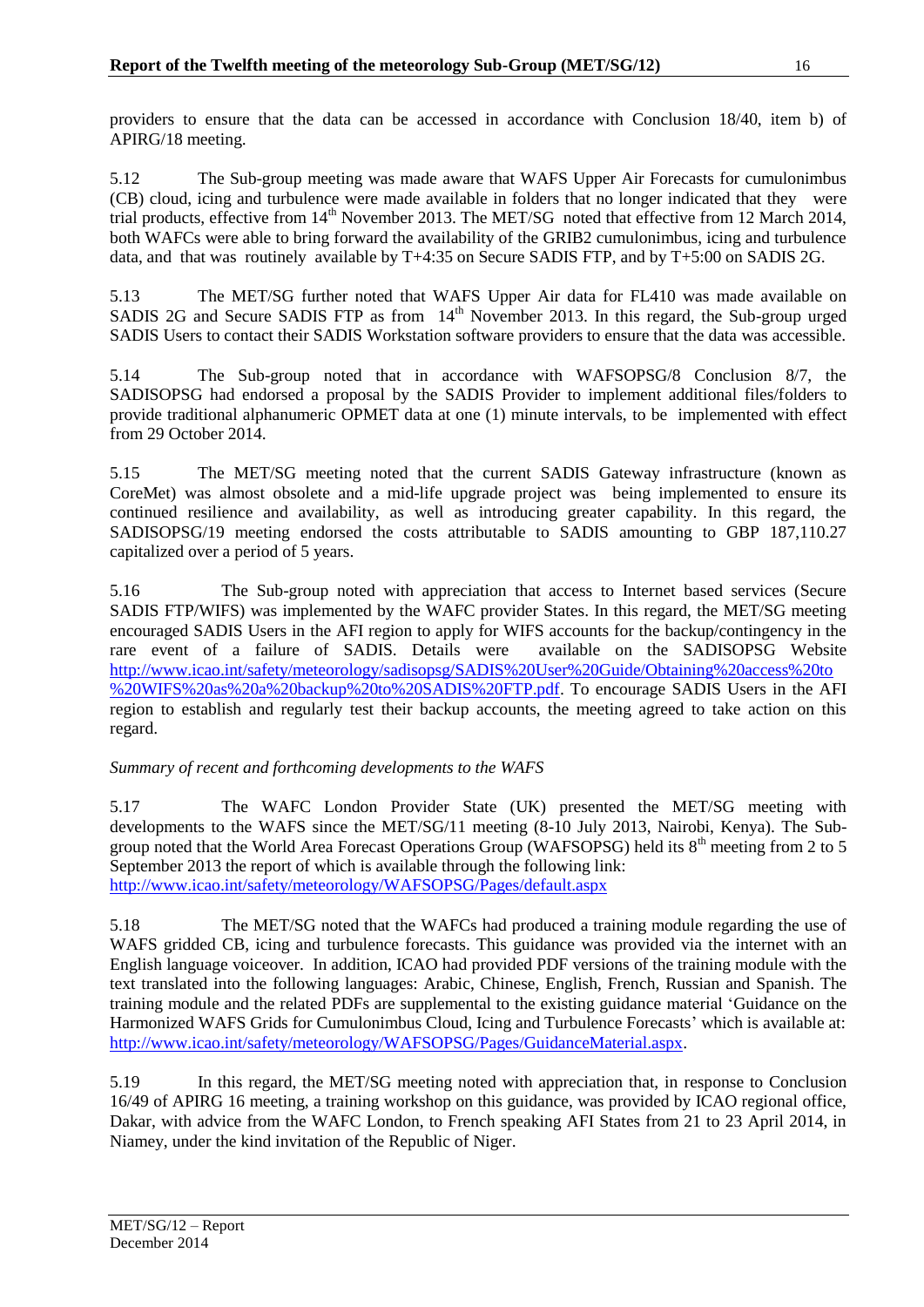providers to ensure that the data can be accessed in accordance with Conclusion 18/40, item b) of APIRG/18 meeting.

5.12 The Sub-group meeting was made aware that WAFS Upper Air Forecasts for cumulonimbus (CB) cloud, icing and turbulence were made available in folders that no longer indicated that they were trial products, effective from 14th November 2013. The MET/SG noted that effective from 12 March 2014, both WAFCs were able to bring forward the availability of the GRIB2 cumulonimbus, icing and turbulence data, and that was routinely available by T+4:35 on Secure SADIS FTP, and by T+5:00 on SADIS 2G.

5.13 The MET/SG further noted that WAFS Upper Air data for FL410 was made available on SADIS 2G and Secure SADIS FTP as from 14th November 2013. In this regard, the Sub-group urged SADIS Users to contact their SADIS Workstation software providers to ensure that the data was accessible.

5.14 The Sub-group noted that in accordance with WAFSOPSG/8 Conclusion 8/7, the SADISOPSG had endorsed a proposal by the SADIS Provider to implement additional files/folders to provide traditional alphanumeric OPMET data at one (1) minute intervals, to be implemented with effect from 29 October 2014.

5.15 The MET/SG meeting noted that the current SADIS Gateway infrastructure (known as CoreMet) was almost obsolete and a mid-life upgrade project was being implemented to ensure its continued resilience and availability, as well as introducing greater capability. In this regard, the SADISOPSG/19 meeting endorsed the costs attributable to SADIS amounting to GBP 187,110.27 capitalized over a period of 5 years.

5.16 The Sub-group noted with appreciation that access to Internet based services (Secure SADIS FTP/WIFS) was implemented by the WAFC provider States. In this regard, the MET/SG meeting encouraged SADIS Users in the AFI region to apply for WIFS accounts for the backup/contingency in the rare event of a failure of SADIS. Details were available on the SADISOPSG Website http://www.icao.int/safety/meteorology/sadisopsg/SADIS%20User%20Guide/Obtaining%20access%20to%20WIFS%20as%20a%20backup%20to%20SADIS%20FTP.pdf. To encourage SADIS Users in the AFI region to establish and regularly test their backup accounts, the meeting agreed to take action on this regard.

*Summary of recent and forthcoming developments to the WAFS*

5.17 The WAFC London Provider State (UK) presented the MET/SG meeting with developments to the WAFS since the MET/SG/11 meeting (8-10 July 2013, Nairobi, Kenya). The Sub-group noted that the World Area Forecast Operations Group (WAFSOPSG) held its 8th meeting from 2 to 5 September 2013 the report of which is available through the following link: http://www.icao.int/safety/meteorology/WAFSOPSG/Pages/default.aspx

5.18 The MET/SG noted that the WAFCs had produced a training module regarding the use of WAFS gridded CB, icing and turbulence forecasts. This guidance was provided via the internet with an English language voiceover. In addition, ICAO had provided PDF versions of the training module with the text translated into the following languages: Arabic, Chinese, English, French, Russian and Spanish. The training module and the related PDFs are supplemental to the existing guidance material 'Guidance on the Harmonized WAFS Grids for Cumulonimbus Cloud, Icing and Turbulence Forecasts' which is available at: http://www.icao.int/safety/meteorology/WAFSOPSG/Pages/GuidanceMaterial.aspx.

5.19 In this regard, the MET/SG meeting noted with appreciation that, in response to Conclusion 16/49 of APIRG 16 meeting, a training workshop on this guidance, was provided by ICAO regional office, Dakar, with advice from the WAFC London, to French speaking AFI States from 21 to 23 April 2014, in Niamey, under the kind invitation of the Republic of Niger.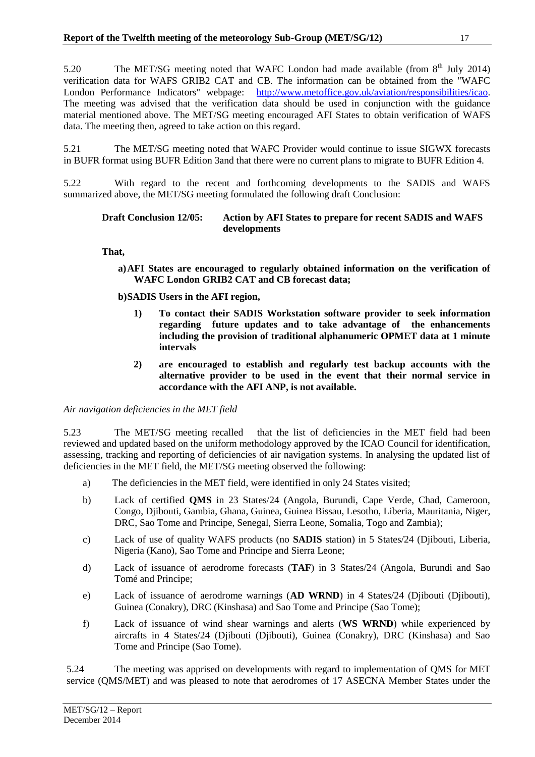5.20 The MET/SG meeting noted that WAFC London had made available (from 8th July 2014) verification data for WAFS GRIB2 CAT and CB. The information can be obtained from the "WAFC London Performance Indicators" webpage: http://www.metoffice.gov.uk/aviation/responsibilities/icao. The meeting was advised that the verification data should be used in conjunction with the guidance material mentioned above. The MET/SG meeting encouraged AFI States to obtain verification of WAFS data. The meeting then, agreed to take action on this regard.

5.21 The MET/SG meeting noted that WAFC Provider would continue to issue SIGWX forecasts in BUFR format using BUFR Edition 3and that there were no current plans to migrate to BUFR Edition 4.

5.22 With regard to the recent and forthcoming developments to the SADIS and WAFS summarized above, the MET/SG meeting formulated the following draft Conclusion:

**Draft Conclusion 12/05: Action by AFI States to prepare for recent SADIS and WAFS developments**

**That,**

**a) AFI States are encouraged to regularly obtained information on the verification of WAFC London GRIB2 CAT and CB forecast data;**

**b) SADIS Users in the AFI region,**

1) **To contact their SADIS Workstation software provider to seek information regarding future updates and to take advantage of the enhancements including the provision of traditional alphanumeric OPMET data at 1 minute intervals**

2) **are encouraged to establish and regularly test backup accounts with the alternative provider to be used in the event that their normal service in accordance with the AFI ANP, is not available.**

*Air navigation deficiencies in the MET field*

5.23 The MET/SG meeting recalled that the list of deficiencies in the MET field had been reviewed and updated based on the uniform methodology approved by the ICAO Council for identification, assessing, tracking and reporting of deficiencies of air navigation systems. In analysing the updated list of deficiencies in the MET field, the MET/SG meeting observed the following:

a) The deficiencies in the MET field, were identified in only 24 States visited;

b) Lack of certified **QMS** in 23 States/24 (Angola, Burundi, Cape Verde, Chad, Cameroon, Congo, Djibouti, Gambia, Ghana, Guinea, Guinea Bissau, Lesotho, Liberia, Mauritania, Niger, DRC, Sao Tome and Principe, Senegal, Sierra Leone, Somalia, Togo and Zambia);

c) Lack of use of quality WAFS products (no **SADIS** station) in 5 States/24 (Djibouti, Liberia, Nigeria (Kano), Sao Tome and Principe and Sierra Leone;

d) Lack of issuance of aerodrome forecasts (**TAF**) in 3 States/24 (Angola, Burundi and Sao Tomé and Principe;

e) Lack of issuance of aerodrome warnings (**AD WRND**) in 4 States/24 (Djibouti (Djibouti), Guinea (Conakry), DRC (Kinshasa) and Sao Tome and Principe (Sao Tome);

f) Lack of issuance of wind shear warnings and alerts (**WS WRND**) while experienced by aircrafts in 4 States/24 (Djibouti (Djibouti), Guinea (Conakry), DRC (Kinshasa) and Sao Tome and Principe (Sao Tome).

5.24 The meeting was apprised on developments with regard to implementation of QMS for MET service (QMS/MET) and was pleased to note that aerodromes of 17 ASECNA Member States under the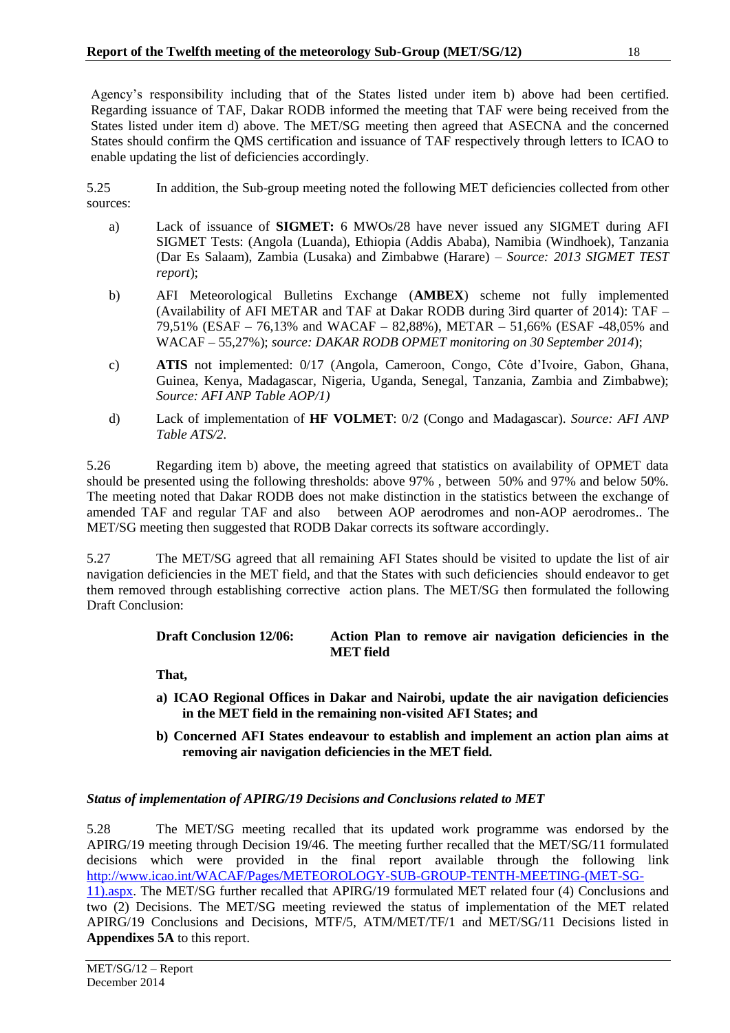Agency's responsibility including that of the States listed under item b) above had been certified. Regarding issuance of TAF, Dakar RODB informed the meeting that TAF were being received from the States listed under item d) above. The MET/SG meeting then agreed that ASECNA and the concerned States should confirm the QMS certification and issuance of TAF respectively through letters to ICAO to enable updating the list of deficiencies accordingly.

5.25 In addition, the Sub-group meeting noted the following MET deficiencies collected from other sources:

a) Lack of issuance of **SIGMET:** 6 MWOs/28 have never issued any SIGMET during AFI SIGMET Tests: (Angola (Luanda), Ethiopia (Addis Ababa), Namibia (Windhoek), Tanzania (Dar Es Salaam), Zambia (Lusaka) and Zimbabwe (Harare) – *Source: 2013 SIGMET TEST report*);

b) AFI Meteorological Bulletins Exchange (**AMBEX**) scheme not fully implemented (Availability of AFI METAR and TAF at Dakar RODB during 3ird quarter of 2014): TAF – 79,51% (ESAF – 76,13% and WACAF – 82,88%), METAR – 51,66% (ESAF -48,05% and WACAF – 55,27%); *source: DAKAR RODB OPMET monitoring on 30 September 2014*);

c) **ATIS** not implemented: 0/17 (Angola, Cameroon, Congo, Côte d'Ivoire, Gabon, Ghana, Guinea, Kenya, Madagascar, Nigeria, Uganda, Senegal, Tanzania, Zambia and Zimbabwe); *Source: AFI ANP Table AOP/1)*

d) Lack of implementation of **HF VOLMET**: 0/2 (Congo and Madagascar). *Source: AFI ANP Table ATS/2.*

5.26 Regarding item b) above, the meeting agreed that statistics on availability of OPMET data should be presented using the following thresholds: above 97% , between 50% and 97% and below 50%. The meeting noted that Dakar RODB does not make distinction in the statistics between the exchange of amended TAF and regular TAF and also between AOP aerodromes and non-AOP aerodromes.. The MET/SG meeting then suggested that RODB Dakar corrects its software accordingly.

5.27 The MET/SG agreed that all remaining AFI States should be visited to update the list of air navigation deficiencies in the MET field, and that the States with such deficiencies should endeavor to get them removed through establishing corrective action plans. The MET/SG then formulated the following Draft Conclusion:

**Draft Conclusion 12/06: Action Plan to remove air navigation deficiencies in the MET field**

**That,**

**a) ICAO Regional Offices in Dakar and Nairobi, update the air navigation deficiencies in the MET field in the remaining non-visited AFI States; and**

**b) Concerned AFI States endeavour to establish and implement an action plan aims at removing air navigation deficiencies in the MET field.**

***Status of implementation of APIRG/19 Decisions and Conclusions related to MET***

5.28 The MET/SG meeting recalled that its updated work programme was endorsed by the APIRG/19 meeting through Decision 19/46. The meeting further recalled that the MET/SG/11 formulated decisions which were provided in the final report available through the following link http://www.icao.int/WACAF/Pages/METEOROLOGY-SUB-GROUP-TENTH-MEETING-(MET-SG-11).aspx. The MET/SG further recalled that APIRG/19 formulated MET related four (4) Conclusions and two (2) Decisions. The MET/SG meeting reviewed the status of implementation of the MET related APIRG/19 Conclusions and Decisions, MTF/5, ATM/MET/TF/1 and MET/SG/11 Decisions listed in **Appendixes 5A** to this report.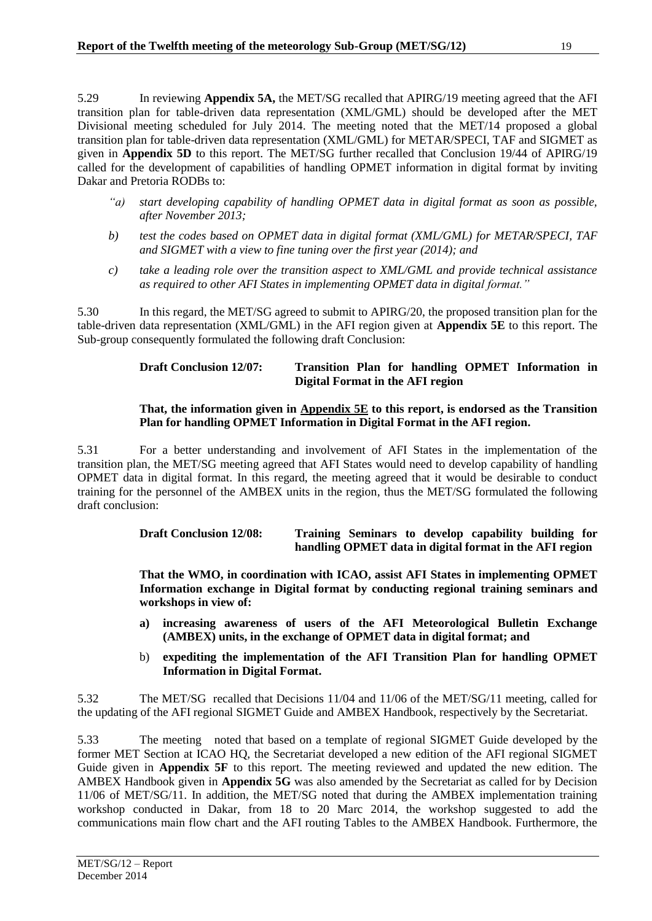5.29 In reviewing **Appendix 5A,** the MET/SG recalled that APIRG/19 meeting agreed that the AFI transition plan for table-driven data representation (XML/GML) should be developed after the MET Divisional meeting scheduled for July 2014. The meeting noted that the MET/14 proposed a global transition plan for table-driven data representation (XML/GML) for METAR/SPECI, TAF and SIGMET as given in **Appendix 5D** to this report. The MET/SG further recalled that Conclusion 19/44 of APIRG/19 called for the development of capabilities of handling OPMET information in digital format by inviting Dakar and Pretoria RODBs to:

> *"a) start developing capability of handling OPMET data in digital format as soon as possible, after November 2013;*
>
> *b) test the codes based on OPMET data in digital format (XML/GML) for METAR/SPECI, TAF and SIGMET with a view to fine tuning over the first year (2014); and*
>
> *c) take a leading role over the transition aspect to XML/GML and provide technical assistance as required to other AFI States in implementing OPMET data in digital format."*

5.30 In this regard, the MET/SG agreed to submit to APIRG/20, the proposed transition plan for the table-driven data representation (XML/GML) in the AFI region given at **Appendix 5E** to this report. The Sub-group consequently formulated the following draft Conclusion:

**Draft Conclusion 12/07: Transition Plan for handling OPMET Information in Digital Format in the AFI region**

**That, the information given in Appendix 5E to this report, is endorsed as the Transition Plan for handling OPMET Information in Digital Format in the AFI region.**

5.31 For a better understanding and involvement of AFI States in the implementation of the transition plan, the MET/SG meeting agreed that AFI States would need to develop capability of handling OPMET data in digital format. In this regard, the meeting agreed that it would be desirable to conduct training for the personnel of the AMBEX units in the region, thus the MET/SG formulated the following draft conclusion:

**Draft Conclusion 12/08: Training Seminars to develop capability building for handling OPMET data in digital format in the AFI region**

**That the WMO, in coordination with ICAO, assist AFI States in implementing OPMET Information exchange in Digital format by conducting regional training seminars and workshops in view of:**

**a) increasing awareness of users of the AFI Meteorological Bulletin Exchange (AMBEX) units, in the exchange of OPMET data in digital format; and**

b) **expediting the implementation of the AFI Transition Plan for handling OPMET Information in Digital Format.**

5.32 The MET/SG recalled that Decisions 11/04 and 11/06 of the MET/SG/11 meeting, called for the updating of the AFI regional SIGMET Guide and AMBEX Handbook, respectively by the Secretariat.

5.33 The meeting noted that based on a template of regional SIGMET Guide developed by the former MET Section at ICAO HQ, the Secretariat developed a new edition of the AFI regional SIGMET Guide given in **Appendix 5F** to this report. The meeting reviewed and updated the new edition. The AMBEX Handbook given in **Appendix 5G** was also amended by the Secretariat as called for by Decision 11/06 of MET/SG/11. In addition, the MET/SG noted that during the AMBEX implementation training workshop conducted in Dakar, from 18 to 20 Marc 2014, the workshop suggested to add the communications main flow chart and the AFI routing Tables to the AMBEX Handbook. Furthermore, the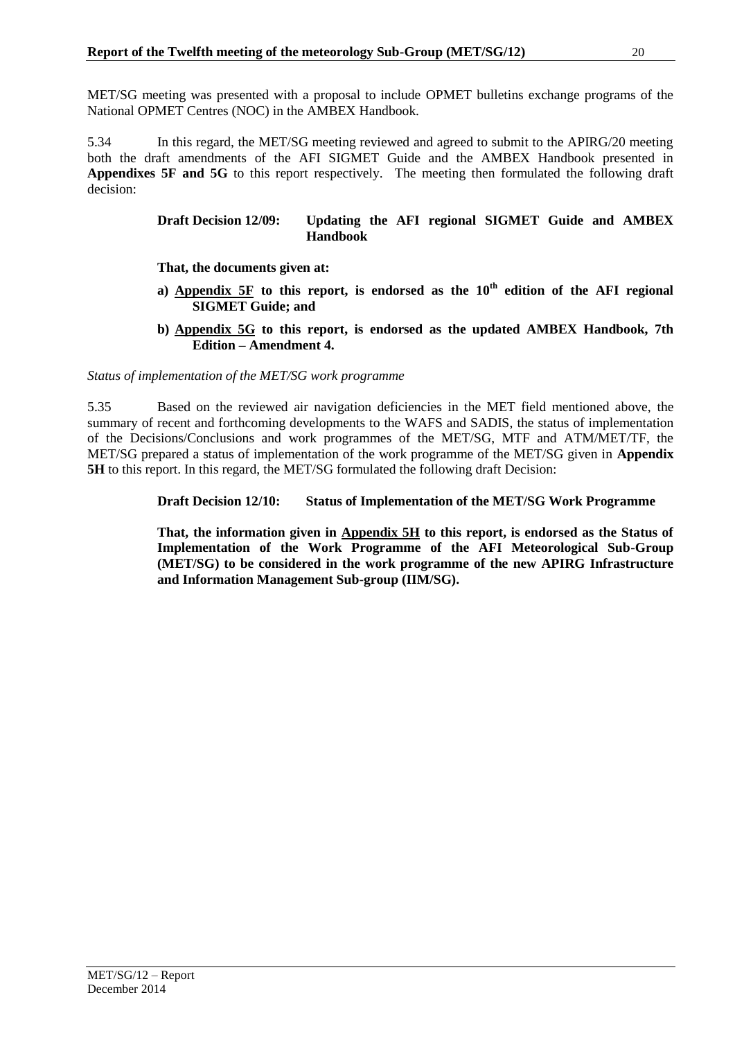MET/SG meeting was presented with a proposal to include OPMET bulletins exchange programs of the National OPMET Centres (NOC) in the AMBEX Handbook.

5.34 In this regard, the MET/SG meeting reviewed and agreed to submit to the APIRG/20 meeting both the draft amendments of the AFI SIGMET Guide and the AMBEX Handbook presented in **Appendixes 5F and 5G** to this report respectively. The meeting then formulated the following draft decision:

> **Draft Decision 12/09: Updating the AFI regional SIGMET Guide and AMBEX Handbook**
>
> **That, the documents given at:**
>
> **a) Appendix 5F to this report, is endorsed as the 10th edition of the AFI regional SIGMET Guide; and**
>
> **b) Appendix 5G to this report, is endorsed as the updated AMBEX Handbook, 7th Edition – Amendment 4.**

*Status of implementation of the MET/SG work programme*

5.35 Based on the reviewed air navigation deficiencies in the MET field mentioned above, the summary of recent and forthcoming developments to the WAFS and SADIS, the status of implementation of the Decisions/Conclusions and work programmes of the MET/SG, MTF and ATM/MET/TF, the MET/SG prepared a status of implementation of the work programme of the MET/SG given in **Appendix 5H** to this report. In this regard, the MET/SG formulated the following draft Decision:

> **Draft Decision 12/10: Status of Implementation of the MET/SG Work Programme**
>
> **That, the information given in Appendix 5H to this report, is endorsed as the Status of Implementation of the Work Programme of the AFI Meteorological Sub-Group (MET/SG) to be considered in the work programme of the new APIRG Infrastructure and Information Management Sub-group (IIM/SG).**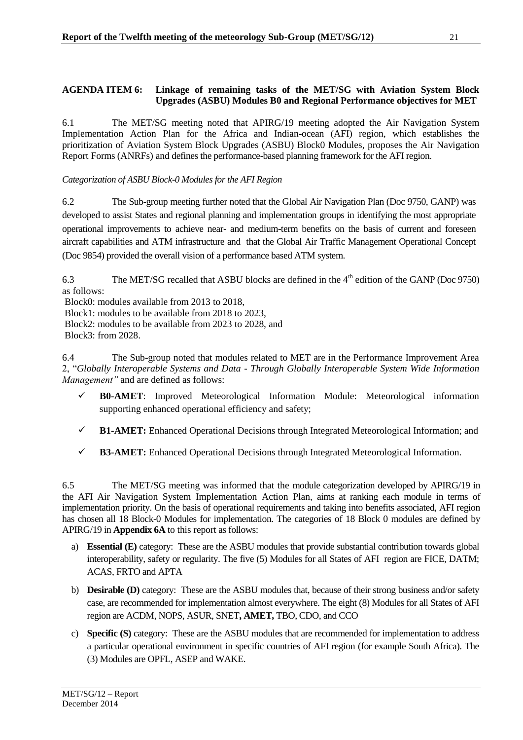**AGENDA ITEM 6: Linkage of remaining tasks of the MET/SG with Aviation System Block Upgrades (ASBU) Modules B0 and Regional Performance objectives for MET**

6.1 The MET/SG meeting noted that APIRG/19 meeting adopted the Air Navigation System Implementation Action Plan for the Africa and Indian-ocean (AFI) region, which establishes the prioritization of Aviation System Block Upgrades (ASBU) Block0 Modules, proposes the Air Navigation Report Forms (ANRFs) and defines the performance-based planning framework for the AFI region.

*Categorization of ASBU Block-0 Modules for the AFI Region*

6.2 The Sub-group meeting further noted that the Global Air Navigation Plan (Doc 9750, GANP) was developed to assist States and regional planning and implementation groups in identifying the most appropriate operational improvements to achieve near- and medium-term benefits on the basis of current and foreseen aircraft capabilities and ATM infrastructure and that the Global Air Traffic Management Operational Concept (Doc 9854) provided the overall vision of a performance based ATM system.

6.3 The MET/SG recalled that ASBU blocks are defined in the 4th edition of the GANP (Doc 9750) as follows:
Block0: modules available from 2013 to 2018,
Block1: modules to be available from 2018 to 2023,
Block2: modules to be available from 2023 to 2028, and
Block3: from 2028.

6.4 The Sub-group noted that modules related to MET are in the Performance Improvement Area 2, "*Globally Interoperable Systems and Data - Through Globally Interoperable System Wide Information Management"* and are defined as follows:

- ✓ **B0-AMET**: Improved Meteorological Information Module: Meteorological information supporting enhanced operational efficiency and safety;
- ✓ **B1-AMET:** Enhanced Operational Decisions through Integrated Meteorological Information; and
- ✓ **B3-AMET:** Enhanced Operational Decisions through Integrated Meteorological Information.

6.5 The MET/SG meeting was informed that the module categorization developed by APIRG/19 in the AFI Air Navigation System Implementation Action Plan, aims at ranking each module in terms of implementation priority. On the basis of operational requirements and taking into benefits associated, AFI region has chosen all 18 Block-0 Modules for implementation. The categories of 18 Block 0 modules are defined by APIRG/19 in **Appendix 6A** to this report as follows:

a) **Essential (E)** category: These are the ASBU modules that provide substantial contribution towards global interoperability, safety or regularity. The five (5) Modules for all States of AFI region are FICE, DATM; ACAS, FRTO and APTA

b) **Desirable (D)** category: These are the ASBU modules that, because of their strong business and/or safety case, are recommended for implementation almost everywhere. The eight (8) Modules for all States of AFI region are ACDM, NOPS, ASUR, SNET**, AMET,** TBO, CDO, and CCO

c) **Specific (S)** category: These are the ASBU modules that are recommended for implementation to address a particular operational environment in specific countries of AFI region (for example South Africa). The (3) Modules are OPFL, ASEP and WAKE.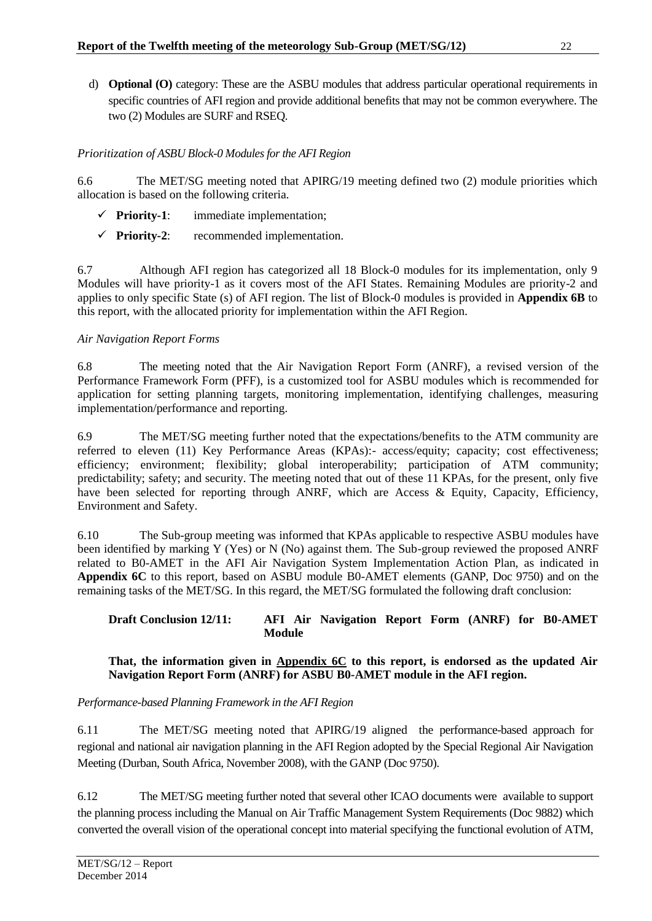d) **Optional (O)** category: These are the ASBU modules that address particular operational requirements in specific countries of AFI region and provide additional benefits that may not be common everywhere. The two (2) Modules are SURF and RSEQ.

*Prioritization of ASBU Block-0 Modules for the AFI Region*

6.6 The MET/SG meeting noted that APIRG/19 meeting defined two (2) module priorities which allocation is based on the following criteria.

- ✓ **Priority-1**: immediate implementation;
- ✓ **Priority-2**: recommended implementation.

6.7 Although AFI region has categorized all 18 Block-0 modules for its implementation, only 9 Modules will have priority-1 as it covers most of the AFI States. Remaining Modules are priority-2 and applies to only specific State (s) of AFI region. The list of Block-0 modules is provided in **Appendix 6B** to this report, with the allocated priority for implementation within the AFI Region.

*Air Navigation Report Forms*

6.8 The meeting noted that the Air Navigation Report Form (ANRF), a revised version of the Performance Framework Form (PFF), is a customized tool for ASBU modules which is recommended for application for setting planning targets, monitoring implementation, identifying challenges, measuring implementation/performance and reporting.

6.9 The MET/SG meeting further noted that the expectations/benefits to the ATM community are referred to eleven (11) Key Performance Areas (KPAs):- access/equity; capacity; cost effectiveness; efficiency; environment; flexibility; global interoperability; participation of ATM community; predictability; safety; and security. The meeting noted that out of these 11 KPAs, for the present, only five have been selected for reporting through ANRF, which are Access & Equity, Capacity, Efficiency, Environment and Safety.

6.10 The Sub-group meeting was informed that KPAs applicable to respective ASBU modules have been identified by marking Y (Yes) or N (No) against them. The Sub-group reviewed the proposed ANRF related to B0-AMET in the AFI Air Navigation System Implementation Action Plan, as indicated in **Appendix 6C** to this report, based on ASBU module B0-AMET elements (GANP, Doc 9750) and on the remaining tasks of the MET/SG. In this regard, the MET/SG formulated the following draft conclusion:

**Draft Conclusion 12/11: AFI Air Navigation Report Form (ANRF) for B0-AMET Module**

**That, the information given in <u>Appendix 6C</u> to this report, is endorsed as the updated Air Navigation Report Form (ANRF) for ASBU B0-AMET module in the AFI region.**

*Performance-based Planning Framework in the AFI Region*

6.11 The MET/SG meeting noted that APIRG/19 aligned the performance-based approach for regional and national air navigation planning in the AFI Region adopted by the Special Regional Air Navigation Meeting (Durban, South Africa, November 2008), with the GANP (Doc 9750).

6.12 The MET/SG meeting further noted that several other ICAO documents were available to support the planning process including the Manual on Air Traffic Management System Requirements (Doc 9882) which converted the overall vision of the operational concept into material specifying the functional evolution of ATM,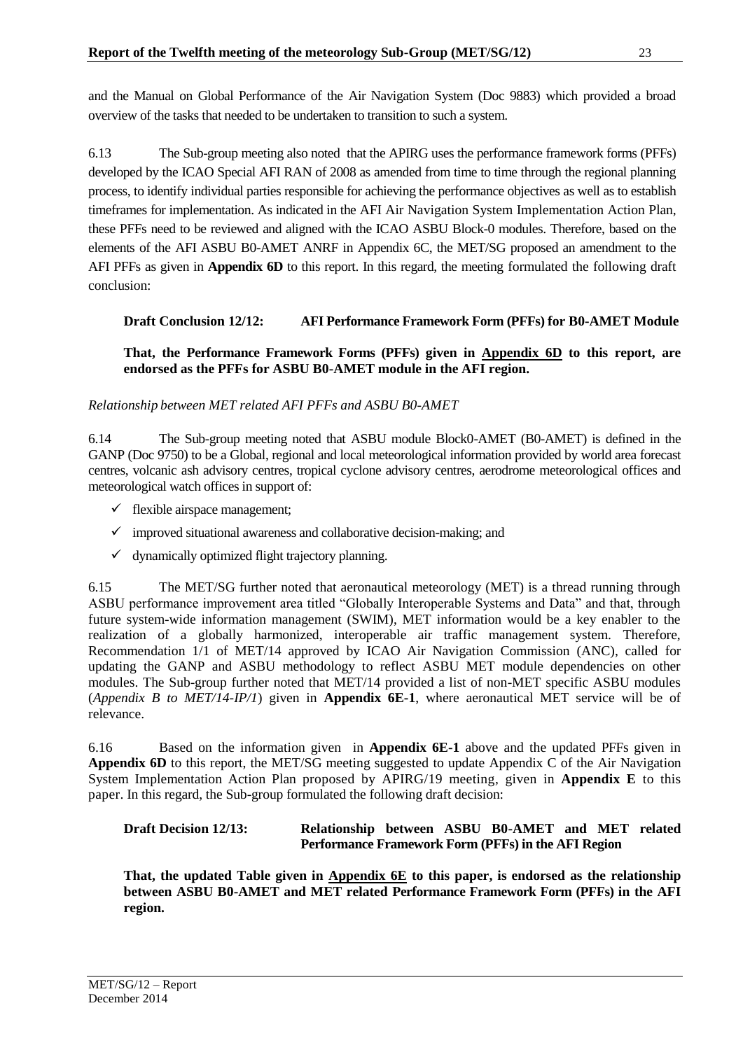and the Manual on Global Performance of the Air Navigation System (Doc 9883) which provided a broad overview of the tasks that needed to be undertaken to transition to such a system.

6.13 The Sub-group meeting also noted that the APIRG uses the performance framework forms (PFFs) developed by the ICAO Special AFI RAN of 2008 as amended from time to time through the regional planning process, to identify individual parties responsible for achieving the performance objectives as well as to establish timeframes for implementation. As indicated in the AFI Air Navigation System Implementation Action Plan, these PFFs need to be reviewed and aligned with the ICAO ASBU Block-0 modules. Therefore, based on the elements of the AFI ASBU B0-AMET ANRF in Appendix 6C, the MET/SG proposed an amendment to the AFI PFFs as given in **Appendix 6D** to this report. In this regard, the meeting formulated the following draft conclusion:

**Draft Conclusion 12/12: AFI Performance Framework Form (PFFs) for B0-AMET Module**

**That, the Performance Framework Forms (PFFs) given in Appendix 6D to this report, are endorsed as the PFFs for ASBU B0-AMET module in the AFI region.**

*Relationship between MET related AFI PFFs and ASBU B0-AMET*

6.14 The Sub-group meeting noted that ASBU module Block0-AMET (B0-AMET) is defined in the GANP (Doc 9750) to be a Global, regional and local meteorological information provided by world area forecast centres, volcanic ash advisory centres, tropical cyclone advisory centres, aerodrome meteorological offices and meteorological watch offices in support of:

- ✓ flexible airspace management;
- ✓ improved situational awareness and collaborative decision-making; and
- ✓ dynamically optimized flight trajectory planning.

6.15 The MET/SG further noted that aeronautical meteorology (MET) is a thread running through ASBU performance improvement area titled "Globally Interoperable Systems and Data" and that, through future system-wide information management (SWIM), MET information would be a key enabler to the realization of a globally harmonized, interoperable air traffic management system. Therefore, Recommendation 1/1 of MET/14 approved by ICAO Air Navigation Commission (ANC), called for updating the GANP and ASBU methodology to reflect ASBU MET module dependencies on other modules. The Sub-group further noted that MET/14 provided a list of non-MET specific ASBU modules (*Appendix B to MET/14-IP/1*) given in **Appendix 6E-1**, where aeronautical MET service will be of relevance.

6.16 Based on the information given in **Appendix 6E-1** above and the updated PFFs given in **Appendix 6D** to this report, the MET/SG meeting suggested to update Appendix C of the Air Navigation System Implementation Action Plan proposed by APIRG/19 meeting, given in **Appendix E** to this paper. In this regard, the Sub-group formulated the following draft decision:

**Draft Decision 12/13: Relationship between ASBU B0-AMET and MET related Performance Framework Form (PFFs) in the AFI Region**

**That, the updated Table given in Appendix 6E to this paper, is endorsed as the relationship between ASBU B0-AMET and MET related Performance Framework Form (PFFs) in the AFI region.**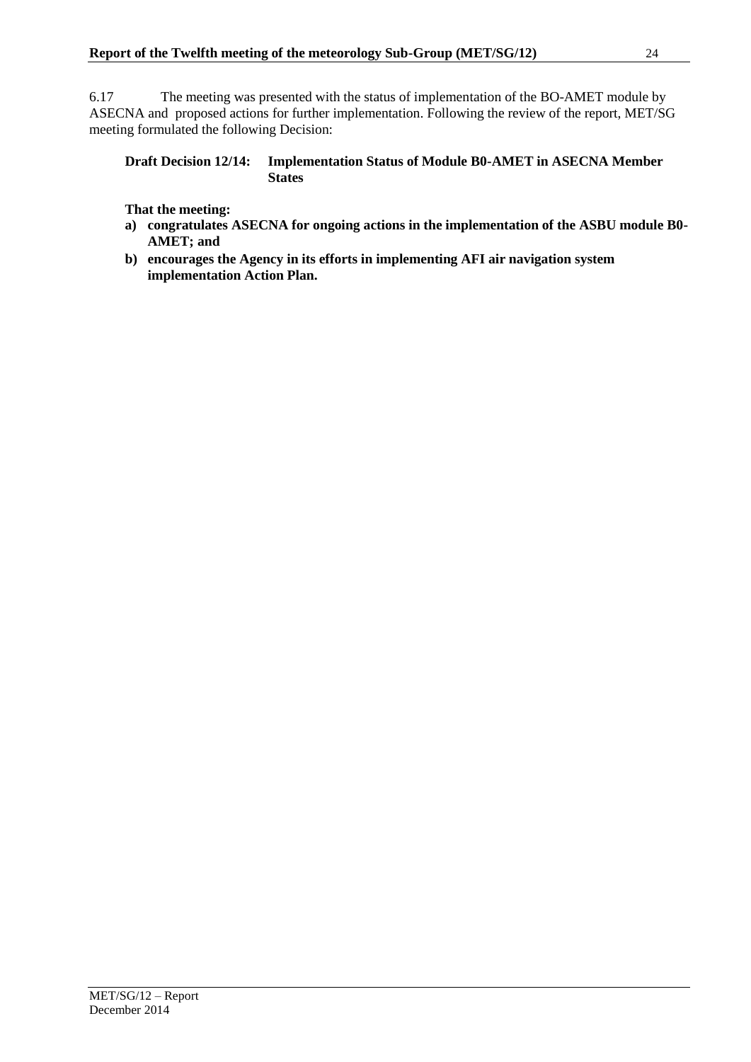6.17 The meeting was presented with the status of implementation of the BO-AMET module by ASECNA and proposed actions for further implementation. Following the review of the report, MET/SG meeting formulated the following Decision:

**Draft Decision 12/14: Implementation Status of Module B0-AMET in ASECNA Member States**

**That the meeting:**

- **a) congratulates ASECNA for ongoing actions in the implementation of the ASBU module B0-AMET; and**
- **b) encourages the Agency in its efforts in implementing AFI air navigation system implementation Action Plan.**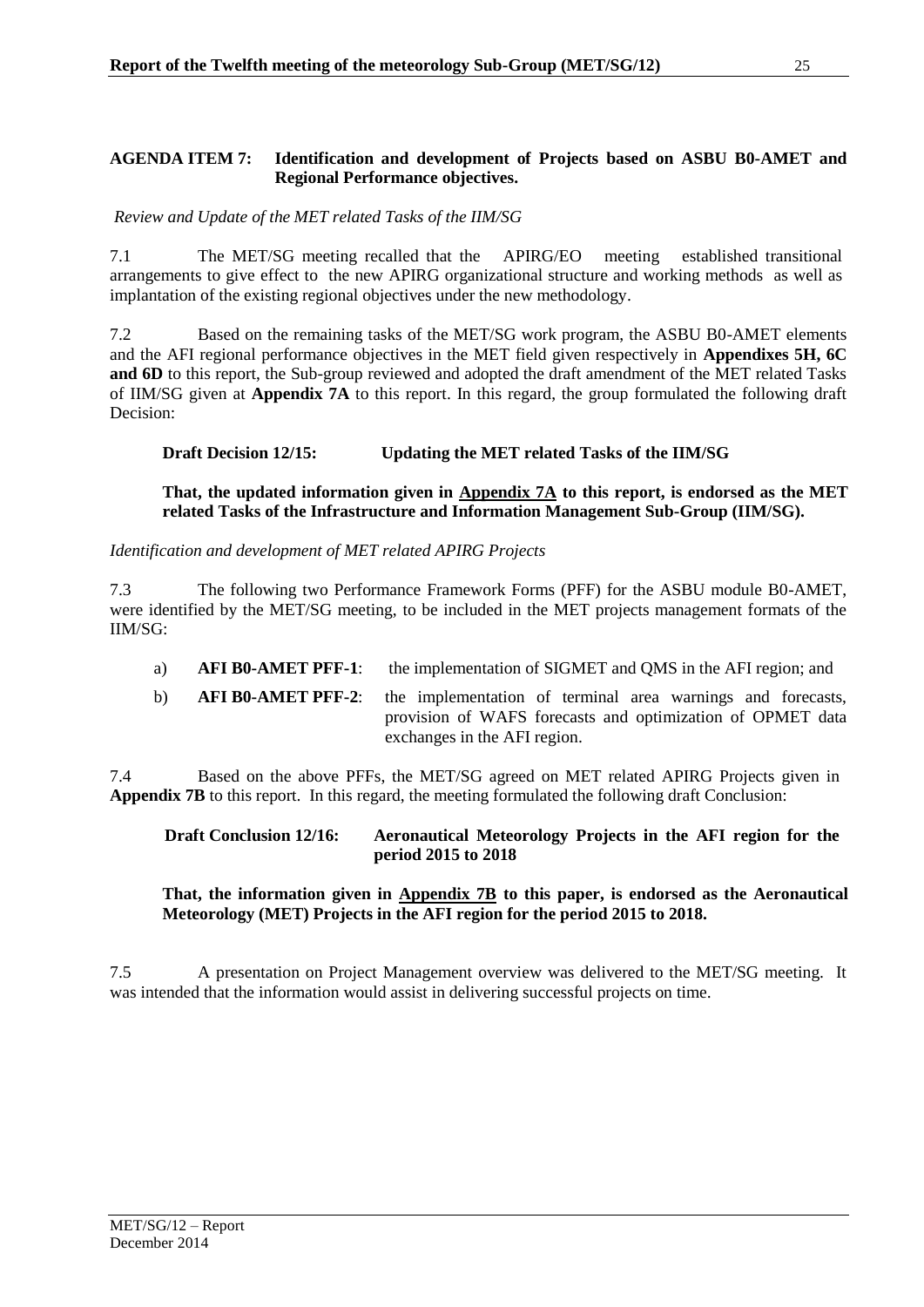**AGENDA ITEM 7: Identification and development of Projects based on ASBU B0-AMET and Regional Performance objectives.**

*Review and Update of the MET related Tasks of the IIM/SG*

7.1 The MET/SG meeting recalled that the APIRG/EO meeting established transitional arrangements to give effect to the new APIRG organizational structure and working methods as well as implantation of the existing regional objectives under the new methodology.

7.2 Based on the remaining tasks of the MET/SG work program, the ASBU B0-AMET elements and the AFI regional performance objectives in the MET field given respectively in **Appendixes 5H, 6C and 6D** to this report, the Sub-group reviewed and adopted the draft amendment of the MET related Tasks of IIM/SG given at **Appendix 7A** to this report. In this regard, the group formulated the following draft Decision:

**Draft Decision 12/15: Updating the MET related Tasks of the IIM/SG**

**That, the updated information given in Appendix 7A to this report, is endorsed as the MET related Tasks of the Infrastructure and Information Management Sub-Group (IIM/SG).**

*Identification and development of MET related APIRG Projects*

7.3 The following two Performance Framework Forms (PFF) for the ASBU module B0-AMET, were identified by the MET/SG meeting, to be included in the MET projects management formats of the IIM/SG:

a) **AFI B0-AMET PFF-1**: the implementation of SIGMET and QMS in the AFI region; and

b) **AFI B0-AMET PFF-2**: the implementation of terminal area warnings and forecasts, provision of WAFS forecasts and optimization of OPMET data exchanges in the AFI region.

7.4 Based on the above PFFs, the MET/SG agreed on MET related APIRG Projects given in **Appendix 7B** to this report. In this regard, the meeting formulated the following draft Conclusion:

**Draft Conclusion 12/16: Aeronautical Meteorology Projects in the AFI region for the period 2015 to 2018**

**That, the information given in Appendix 7B to this paper, is endorsed as the Aeronautical Meteorology (MET) Projects in the AFI region for the period 2015 to 2018.**

7.5 A presentation on Project Management overview was delivered to the MET/SG meeting. It was intended that the information would assist in delivering successful projects on time.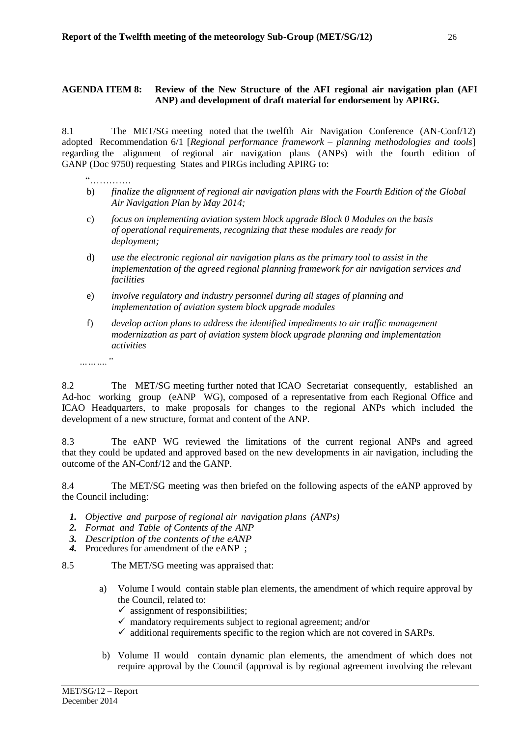**AGENDA ITEM 8: Review of the New Structure of the AFI regional air navigation plan (AFI ANP) and development of draft material for endorsement by APIRG.**

8.1 The MET/SG meeting noted that the twelfth Air Navigation Conference (AN-Conf/12) adopted Recommendation 6/1 [*Regional performance framework – planning methodologies and tools*] regarding the alignment of regional air navigation plans (ANPs) with the fourth edition of GANP (Doc 9750) requesting States and PIRGs including APIRG to:

"………….

b) *finalize the alignment of regional air navigation plans with the Fourth Edition of the Global Air Navigation Plan by May 2014;*

c) *focus on implementing aviation system block upgrade Block 0 Modules on the basis of operational requirements, recognizing that these modules are ready for deployment;*

d) *use the electronic regional air navigation plans as the primary tool to assist in the implementation of the agreed regional planning framework for air navigation services and facilities*

e) *involve regulatory and industry personnel during all stages of planning and implementation of aviation system block upgrade modules*

f) *develop action plans to address the identified impediments to air traffic management modernization as part of aviation system block upgrade planning and implementation activities*

*………."*

8.2 The MET/SG meeting further noted that ICAO Secretariat consequently, established an Ad-hoc working group (eANP WG), composed of a representative from each Regional Office and ICAO Headquarters, to make proposals for changes to the regional ANPs which included the development of a new structure, format and content of the ANP.

8.3 The eANP WG reviewed the limitations of the current regional ANPs and agreed that they could be updated and approved based on the new developments in air navigation, including the outcome of the AN-Conf/12 and the GANP.

8.4 The MET/SG meeting was then briefed on the following aspects of the eANP approved by the Council including:

1. *Objective and purpose of regional air navigation plans (ANPs)*
2. *Format and Table of Contents of the ANP*
3. *Description of the contents of the eANP*
4. Procedures for amendment of the eANP ;

8.5 The MET/SG meeting was appraised that:

a) Volume I would contain stable plan elements, the amendment of which require approval by the Council, related to:
   - ✓ assignment of responsibilities;
   - ✓ mandatory requirements subject to regional agreement; and/or
   - ✓ additional requirements specific to the region which are not covered in SARPs.

b) Volume II would contain dynamic plan elements, the amendment of which does not require approval by the Council (approval is by regional agreement involving the relevant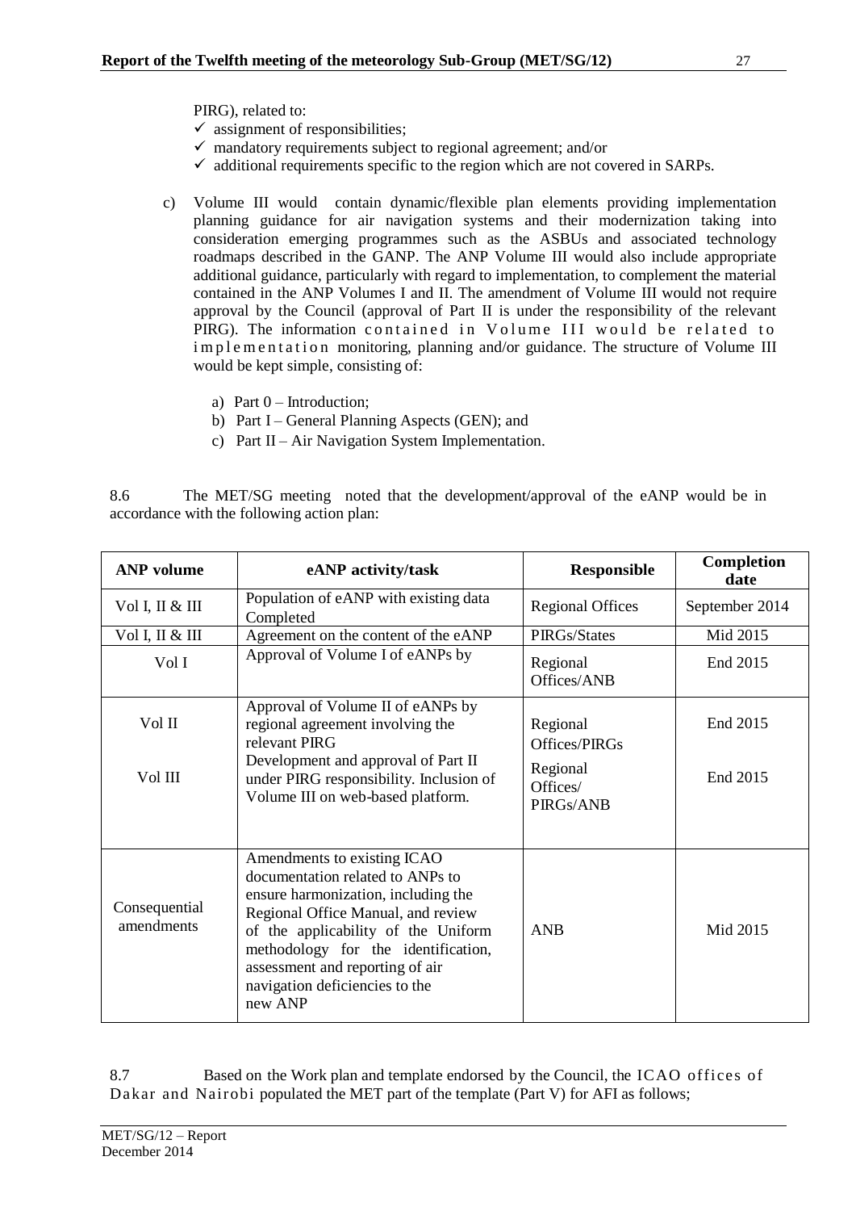PIRG), related to:

- ✓ assignment of responsibilities;
- ✓ mandatory requirements subject to regional agreement; and/or
- ✓ additional requirements specific to the region which are not covered in SARPs.

c) Volume III would contain dynamic/flexible plan elements providing implementation planning guidance for air navigation systems and their modernization taking into consideration emerging programmes such as the ASBUs and associated technology roadmaps described in the GANP. The ANP Volume III would also include appropriate additional guidance, particularly with regard to implementation, to complement the material contained in the ANP Volumes I and II. The amendment of Volume III would not require approval by the Council (approval of Part II is under the responsibility of the relevant PIRG). The information contained in Volume III would be related to implementation monitoring, planning and/or guidance. The structure of Volume III would be kept simple, consisting of:

   a) Part 0 – Introduction;
   b) Part I – General Planning Aspects (GEN); and
   c) Part II – Air Navigation System Implementation.

8.6 The MET/SG meeting noted that the development/approval of the eANP would be in accordance with the following action plan:

| ANP volume | eANP activity/task | Responsible | Completion date |
|---|---|---|---|
| Vol I, II & III | Population of eANP with existing data Completed | Regional Offices | September 2014 |
| Vol I, II & III | Agreement on the content of the eANP | PIRGs/States | Mid 2015 |
| Vol I | Approval of Volume I of eANPs by | Regional Offices/ANB | End 2015 |
| Vol II | Approval of Volume II of eANPs by regional agreement involving the relevant PIRG | Regional Offices/PIRGs | End 2015 |
| Vol III | Development and approval of Part II under PIRG responsibility. Inclusion of Volume III on web-based platform. | Regional Offices/ PIRGs/ANB | End 2015 |
| Consequential amendments | Amendments to existing ICAO documentation related to ANPs to ensure harmonization, including the Regional Office Manual, and review of the applicability of the Uniform methodology for the identification, assessment and reporting of air navigation deficiencies to the new ANP | ANB | Mid 2015 |

8.7 Based on the Work plan and template endorsed by the Council, the ICAO offices of Dakar and Nairobi populated the MET part of the template (Part V) for AFI as follows;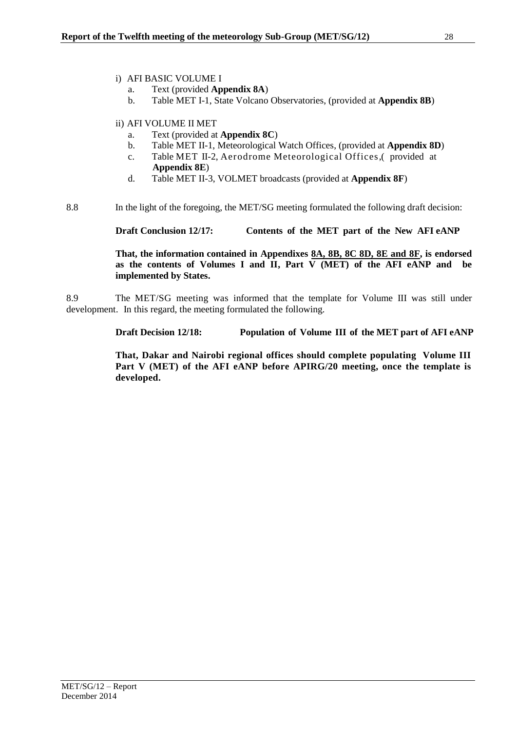i) AFI BASIC VOLUME I
   a. Text (provided **Appendix 8A**)
   b. Table MET I-1, State Volcano Observatories, (provided at **Appendix 8B**)

ii) AFI VOLUME II MET
   a. Text (provided at **Appendix 8C**)
   b. Table MET II-1, Meteorological Watch Offices, (provided at **Appendix 8D**)
   c. Table MET II-2, Aerodrome Meteorological Offices,( provided at **Appendix 8E**)
   d. Table MET II-3, VOLMET broadcasts (provided at **Appendix 8F**)

8.8 In the light of the foregoing, the MET/SG meeting formulated the following draft decision:

**Draft Conclusion 12/17: Contents of the MET part of the New AFI eANP**

**That, the information contained in Appendixes <u>8A, 8B, 8C 8D, 8E and 8F</u>, is endorsed as the contents of Volumes I and II, Part V (MET) of the AFI eANP and be implemented by States.**

8.9 The MET/SG meeting was informed that the template for Volume III was still under development. In this regard, the meeting formulated the following.

**Draft Decision 12/18: Population of Volume III of the MET part of AFI eANP**

**That, Dakar and Nairobi regional offices should complete populating Volume III Part V (MET) of the AFI eANP before APIRG/20 meeting, once the template is developed.**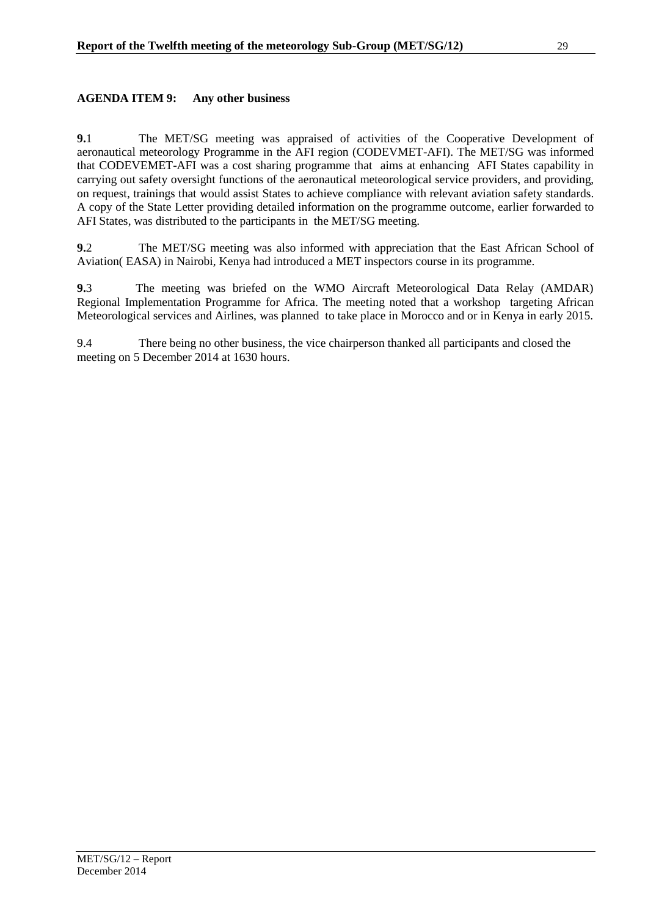**AGENDA ITEM 9: Any other business**

**9.**1 The MET/SG meeting was appraised of activities of the Cooperative Development of aeronautical meteorology Programme in the AFI region (CODEVMET-AFI). The MET/SG was informed that CODEVEMET-AFI was a cost sharing programme that aims at enhancing AFI States capability in carrying out safety oversight functions of the aeronautical meteorological service providers, and providing, on request, trainings that would assist States to achieve compliance with relevant aviation safety standards. A copy of the State Letter providing detailed information on the programme outcome, earlier forwarded to AFI States, was distributed to the participants in the MET/SG meeting.

**9.**2 The MET/SG meeting was also informed with appreciation that the East African School of Aviation( EASA) in Nairobi, Kenya had introduced a MET inspectors course in its programme.

**9.**3 The meeting was briefed on the WMO Aircraft Meteorological Data Relay (AMDAR) Regional Implementation Programme for Africa. The meeting noted that a workshop targeting African Meteorological services and Airlines, was planned to take place in Morocco and or in Kenya in early 2015.

9.4 There being no other business, the vice chairperson thanked all participants and closed the meeting on 5 December 2014 at 1630 hours.